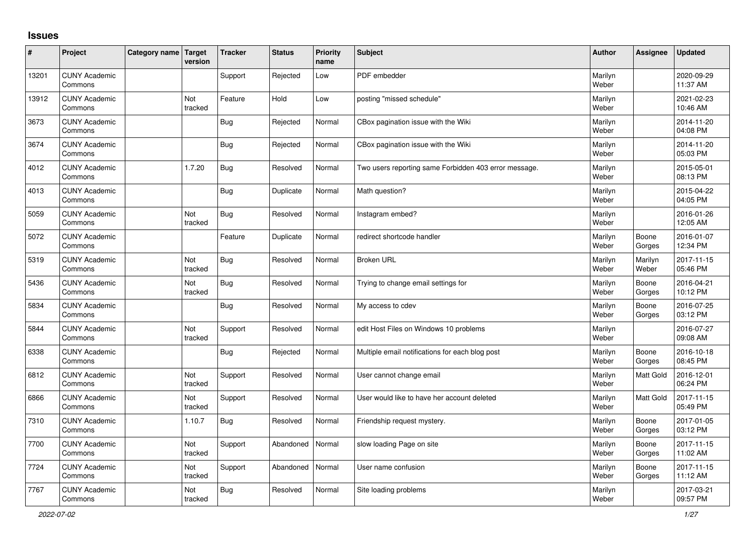# Issues

| # | Project | Category name | Target version | Tracker | Status | Priority name | Subject | Author | Assignee | Updated |
|---|---|---|---|---|---|---|---|---|---|---|
| 13201 | CUNY Academic Commons | | | Support | Rejected | Low | PDF embedder | Marilyn Weber | | 2020-09-29 11:37 AM |
| 13912 | CUNY Academic Commons | | Not tracked | Feature | Hold | Low | posting "missed schedule" | Marilyn Weber | | 2021-02-23 10:46 AM |
| 3673 | CUNY Academic Commons | | | Bug | Rejected | Normal | CBox pagination issue with the Wiki | Marilyn Weber | | 2014-11-20 04:08 PM |
| 3674 | CUNY Academic Commons | | | Bug | Rejected | Normal | CBox pagination issue with the Wiki | Marilyn Weber | | 2014-11-20 05:03 PM |
| 4012 | CUNY Academic Commons | | 1.7.20 | Bug | Resolved | Normal | Two users reporting same Forbidden 403 error message. | Marilyn Weber | | 2015-05-01 08:13 PM |
| 4013 | CUNY Academic Commons | | | Bug | Duplicate | Normal | Math question? | Marilyn Weber | | 2015-04-22 04:05 PM |
| 5059 | CUNY Academic Commons | | Not tracked | Bug | Resolved | Normal | Instagram embed? | Marilyn Weber | | 2016-01-26 12:05 AM |
| 5072 | CUNY Academic Commons | | | Feature | Duplicate | Normal | redirect shortcode handler | Marilyn Weber | Boone Gorges | 2016-01-07 12:34 PM |
| 5319 | CUNY Academic Commons | | Not tracked | Bug | Resolved | Normal | Broken URL | Marilyn Weber | Marilyn Weber | 2017-11-15 05:46 PM |
| 5436 | CUNY Academic Commons | | Not tracked | Bug | Resolved | Normal | Trying to change email settings for | Marilyn Weber | Boone Gorges | 2016-04-21 10:12 PM |
| 5834 | CUNY Academic Commons | | | Bug | Resolved | Normal | My access to cdev | Marilyn Weber | Boone Gorges | 2016-07-25 03:12 PM |
| 5844 | CUNY Academic Commons | | Not tracked | Support | Resolved | Normal | edit Host Files on Windows 10 problems | Marilyn Weber | | 2016-07-27 09:08 AM |
| 6338 | CUNY Academic Commons | | | Bug | Rejected | Normal | Multiple email notifications for each blog post | Marilyn Weber | Boone Gorges | 2016-10-18 08:45 PM |
| 6812 | CUNY Academic Commons | | Not tracked | Support | Resolved | Normal | User cannot change email | Marilyn Weber | Matt Gold | 2016-12-01 06:24 PM |
| 6866 | CUNY Academic Commons | | Not tracked | Support | Resolved | Normal | User would like to have her account deleted | Marilyn Weber | Matt Gold | 2017-11-15 05:49 PM |
| 7310 | CUNY Academic Commons | | 1.10.7 | Bug | Resolved | Normal | Friendship request mystery. | Marilyn Weber | Boone Gorges | 2017-01-05 03:12 PM |
| 7700 | CUNY Academic Commons | | Not tracked | Support | Abandoned | Normal | slow loading Page on site | Marilyn Weber | Boone Gorges | 2017-11-15 11:02 AM |
| 7724 | CUNY Academic Commons | | Not tracked | Support | Abandoned | Normal | User name confusion | Marilyn Weber | Boone Gorges | 2017-11-15 11:12 AM |
| 7767 | CUNY Academic Commons | | Not tracked | Bug | Resolved | Normal | Site loading problems | Marilyn Weber | | 2017-03-21 09:57 PM |

2022-07-02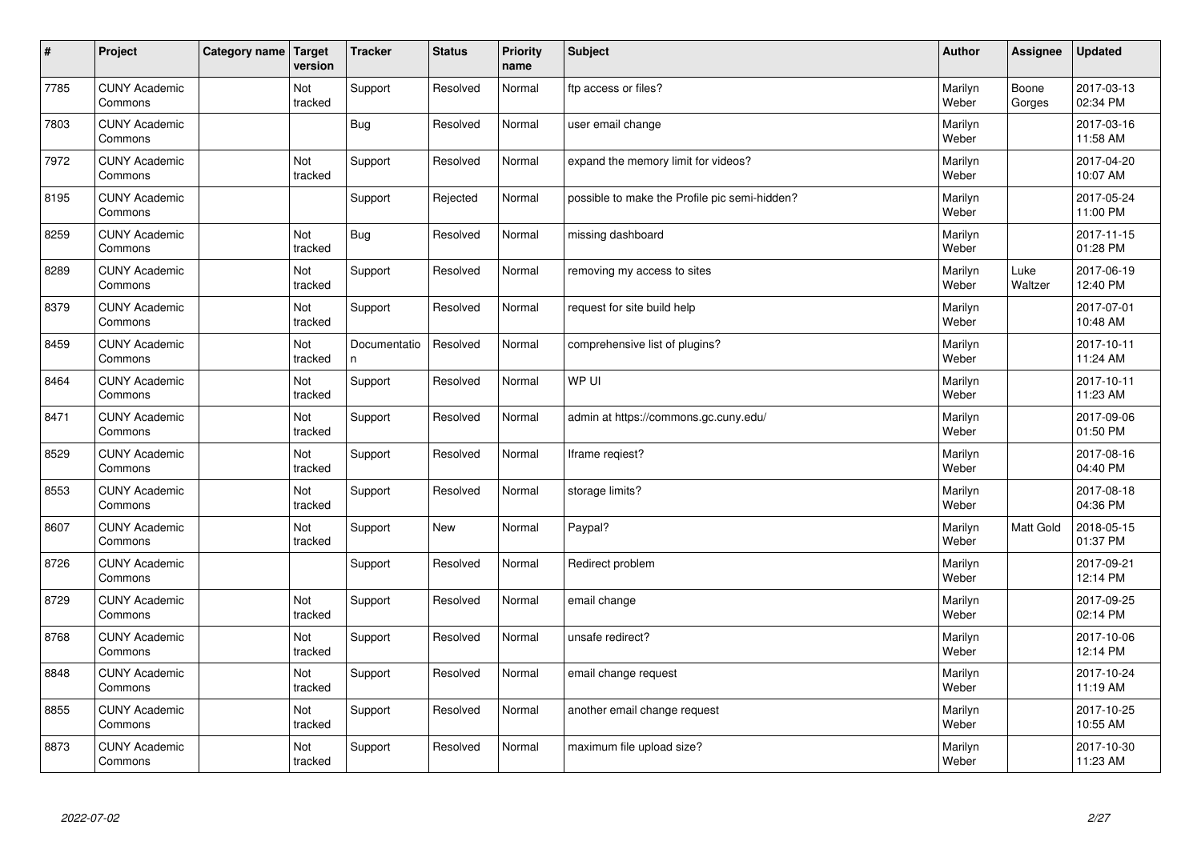| # | Project | Category name | Target version | Tracker | Status | Priority name | Subject | Author | Assignee | Updated |
|---|---|---|---|---|---|---|---|---|---|---|
| 7785 | CUNY Academic Commons | | Not tracked | Support | Resolved | Normal | ftp access or files? | Marilyn Weber | Boone Gorges | 2017-03-13 02:34 PM |
| 7803 | CUNY Academic Commons | | | Bug | Resolved | Normal | user email change | Marilyn Weber | | 2017-03-16 11:58 AM |
| 7972 | CUNY Academic Commons | | Not tracked | Support | Resolved | Normal | expand the memory limit for videos? | Marilyn Weber | | 2017-04-20 10:07 AM |
| 8195 | CUNY Academic Commons | | | Support | Rejected | Normal | possible to make the Profile pic semi-hidden? | Marilyn Weber | | 2017-05-24 11:00 PM |
| 8259 | CUNY Academic Commons | | Not tracked | Bug | Resolved | Normal | missing dashboard | Marilyn Weber | | 2017-11-15 01:28 PM |
| 8289 | CUNY Academic Commons | | Not tracked | Support | Resolved | Normal | removing my access to sites | Marilyn Weber | Luke Waltzer | 2017-06-19 12:40 PM |
| 8379 | CUNY Academic Commons | | Not tracked | Support | Resolved | Normal | request for site build help | Marilyn Weber | | 2017-07-01 10:48 AM |
| 8459 | CUNY Academic Commons | | Not tracked | Documentation | Resolved | Normal | comprehensive list of plugins? | Marilyn Weber | | 2017-10-11 11:24 AM |
| 8464 | CUNY Academic Commons | | Not tracked | Support | Resolved | Normal | WP UI | Marilyn Weber | | 2017-10-11 11:23 AM |
| 8471 | CUNY Academic Commons | | Not tracked | Support | Resolved | Normal | admin at https://commons.gc.cuny.edu/ | Marilyn Weber | | 2017-09-06 01:50 PM |
| 8529 | CUNY Academic Commons | | Not tracked | Support | Resolved | Normal | Iframe reqiest? | Marilyn Weber | | 2017-08-16 04:40 PM |
| 8553 | CUNY Academic Commons | | Not tracked | Support | Resolved | Normal | storage limits? | Marilyn Weber | | 2017-08-18 04:36 PM |
| 8607 | CUNY Academic Commons | | Not tracked | Support | New | Normal | Paypal? | Marilyn Weber | Matt Gold | 2018-05-15 01:37 PM |
| 8726 | CUNY Academic Commons | | | Support | Resolved | Normal | Redirect problem | Marilyn Weber | | 2017-09-21 12:14 PM |
| 8729 | CUNY Academic Commons | | Not tracked | Support | Resolved | Normal | email change | Marilyn Weber | | 2017-09-25 02:14 PM |
| 8768 | CUNY Academic Commons | | Not tracked | Support | Resolved | Normal | unsafe redirect? | Marilyn Weber | | 2017-10-06 12:14 PM |
| 8848 | CUNY Academic Commons | | Not tracked | Support | Resolved | Normal | email change request | Marilyn Weber | | 2017-10-24 11:19 AM |
| 8855 | CUNY Academic Commons | | Not tracked | Support | Resolved | Normal | another email change request | Marilyn Weber | | 2017-10-25 10:55 AM |
| 8873 | CUNY Academic Commons | | Not tracked | Support | Resolved | Normal | maximum file upload size? | Marilyn Weber | | 2017-10-30 11:23 AM |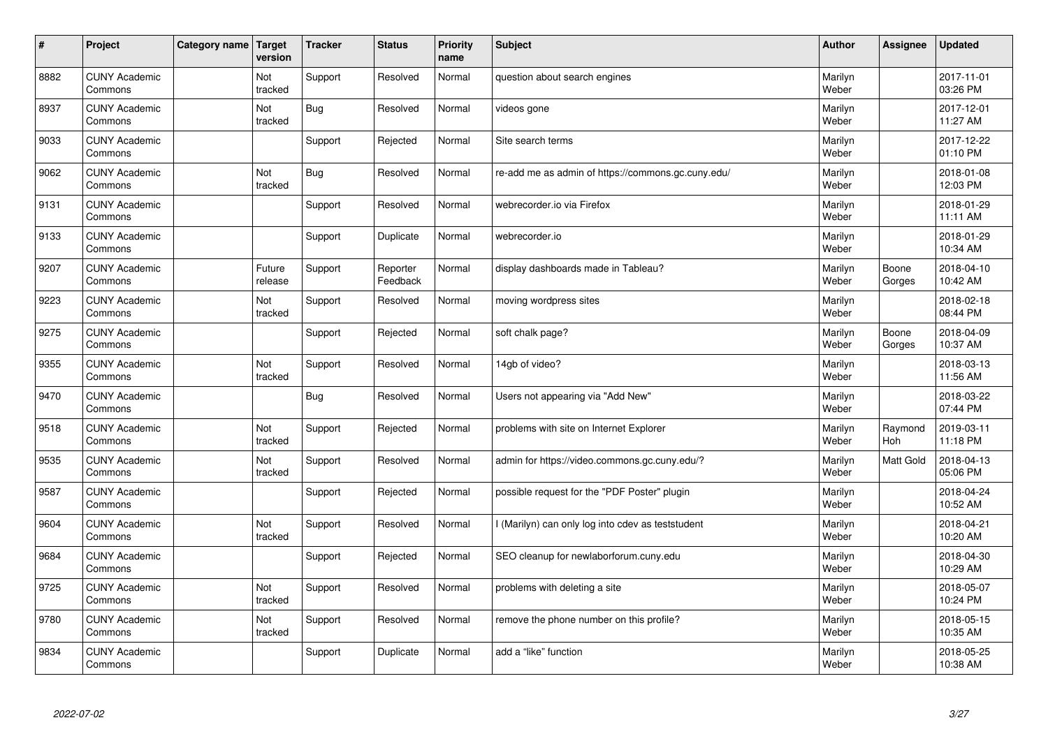| # | Project | Category name | Target version | Tracker | Status | Priority name | Subject | Author | Assignee | Updated |
|---|---|---|---|---|---|---|---|---|---|---|
| 8882 | CUNY Academic Commons | | Not tracked | Support | Resolved | Normal | question about search engines | Marilyn Weber | | 2017-11-01 03:26 PM |
| 8937 | CUNY Academic Commons | | Not tracked | Bug | Resolved | Normal | videos gone | Marilyn Weber | | 2017-12-01 11:27 AM |
| 9033 | CUNY Academic Commons | | | Support | Rejected | Normal | Site search terms | Marilyn Weber | | 2017-12-22 01:10 PM |
| 9062 | CUNY Academic Commons | | Not tracked | Bug | Resolved | Normal | re-add me as admin of https://commons.gc.cuny.edu/ | Marilyn Weber | | 2018-01-08 12:03 PM |
| 9131 | CUNY Academic Commons | | | Support | Resolved | Normal | webrecorder.io via Firefox | Marilyn Weber | | 2018-01-29 11:11 AM |
| 9133 | CUNY Academic Commons | | | Support | Duplicate | Normal | webrecorder.io | Marilyn Weber | | 2018-01-29 10:34 AM |
| 9207 | CUNY Academic Commons | | Future release | Support | Reporter Feedback | Normal | display dashboards made in Tableau? | Marilyn Weber | Boone Gorges | 2018-04-10 10:42 AM |
| 9223 | CUNY Academic Commons | | Not tracked | Support | Resolved | Normal | moving wordpress sites | Marilyn Weber | | 2018-02-18 08:44 PM |
| 9275 | CUNY Academic Commons | | | Support | Rejected | Normal | soft chalk page? | Marilyn Weber | Boone Gorges | 2018-04-09 10:37 AM |
| 9355 | CUNY Academic Commons | | Not tracked | Support | Resolved | Normal | 14gb of video? | Marilyn Weber | | 2018-03-13 11:56 AM |
| 9470 | CUNY Academic Commons | | | Bug | Resolved | Normal | Users not appearing via "Add New" | Marilyn Weber | | 2018-03-22 07:44 PM |
| 9518 | CUNY Academic Commons | | Not tracked | Support | Rejected | Normal | problems with site on Internet Explorer | Marilyn Weber | Raymond Hoh | 2019-03-11 11:18 PM |
| 9535 | CUNY Academic Commons | | Not tracked | Support | Resolved | Normal | admin for https://video.commons.gc.cuny.edu/? | Marilyn Weber | Matt Gold | 2018-04-13 05:06 PM |
| 9587 | CUNY Academic Commons | | | Support | Rejected | Normal | possible request for the "PDF Poster" plugin | Marilyn Weber | | 2018-04-24 10:52 AM |
| 9604 | CUNY Academic Commons | | Not tracked | Support | Resolved | Normal | I (Marilyn) can only log into cdev as teststudent | Marilyn Weber | | 2018-04-21 10:20 AM |
| 9684 | CUNY Academic Commons | | | Support | Rejected | Normal | SEO cleanup for newlaborforum.cuny.edu | Marilyn Weber | | 2018-04-30 10:29 AM |
| 9725 | CUNY Academic Commons | | Not tracked | Support | Resolved | Normal | problems with deleting a site | Marilyn Weber | | 2018-05-07 10:24 PM |
| 9780 | CUNY Academic Commons | | Not tracked | Support | Resolved | Normal | remove the phone number on this profile? | Marilyn Weber | | 2018-05-15 10:35 AM |
| 9834 | CUNY Academic Commons | | | Support | Duplicate | Normal | add a "like" function | Marilyn Weber | | 2018-05-25 10:38 AM |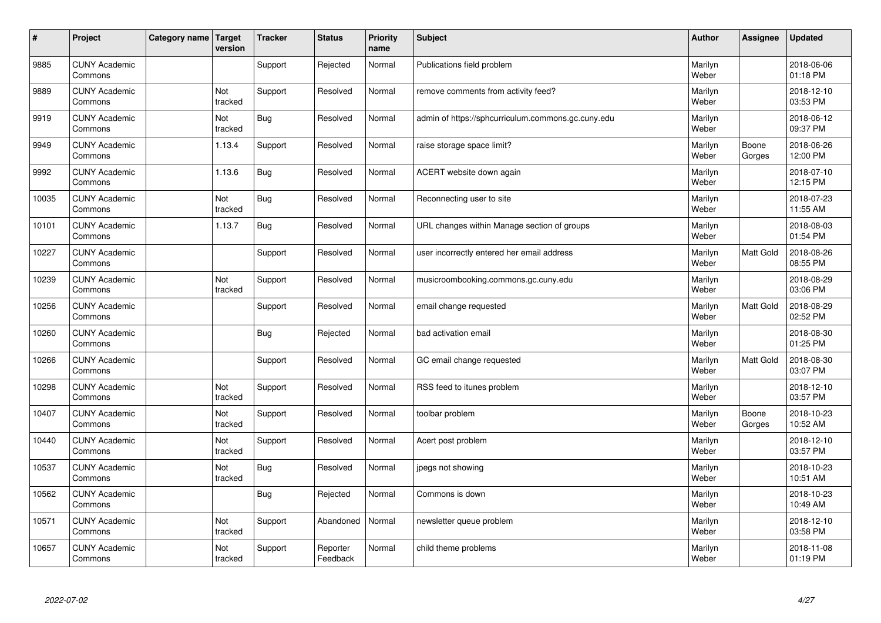| # | Project | Category name | Target version | Tracker | Status | Priority name | Subject | Author | Assignee | Updated |
|---|---|---|---|---|---|---|---|---|---|---|
| 9885 | CUNY Academic Commons | | | Support | Rejected | Normal | Publications field problem | Marilyn Weber | | 2018-06-06 01:18 PM |
| 9889 | CUNY Academic Commons | | Not tracked | Support | Resolved | Normal | remove comments from activity feed? | Marilyn Weber | | 2018-12-10 03:53 PM |
| 9919 | CUNY Academic Commons | | Not tracked | Bug | Resolved | Normal | admin of https://sphcurriculum.commons.gc.cuny.edu | Marilyn Weber | | 2018-06-12 09:37 PM |
| 9949 | CUNY Academic Commons | | 1.13.4 | Support | Resolved | Normal | raise storage space limit? | Marilyn Weber | Boone Gorges | 2018-06-26 12:00 PM |
| 9992 | CUNY Academic Commons | | 1.13.6 | Bug | Resolved | Normal | ACERT website down again | Marilyn Weber | | 2018-07-10 12:15 PM |
| 10035 | CUNY Academic Commons | | Not tracked | Bug | Resolved | Normal | Reconnecting user to site | Marilyn Weber | | 2018-07-23 11:55 AM |
| 10101 | CUNY Academic Commons | | 1.13.7 | Bug | Resolved | Normal | URL changes within Manage section of groups | Marilyn Weber | | 2018-08-03 01:54 PM |
| 10227 | CUNY Academic Commons | | | Support | Resolved | Normal | user incorrectly entered her email address | Marilyn Weber | Matt Gold | 2018-08-26 08:55 PM |
| 10239 | CUNY Academic Commons | | Not tracked | Support | Resolved | Normal | musicroombooking.commons.gc.cuny.edu | Marilyn Weber | | 2018-08-29 03:06 PM |
| 10256 | CUNY Academic Commons | | | Support | Resolved | Normal | email change requested | Marilyn Weber | Matt Gold | 2018-08-29 02:52 PM |
| 10260 | CUNY Academic Commons | | | Bug | Rejected | Normal | bad activation email | Marilyn Weber | | 2018-08-30 01:25 PM |
| 10266 | CUNY Academic Commons | | | Support | Resolved | Normal | GC email change requested | Marilyn Weber | Matt Gold | 2018-08-30 03:07 PM |
| 10298 | CUNY Academic Commons | | Not tracked | Support | Resolved | Normal | RSS feed to itunes problem | Marilyn Weber | | 2018-12-10 03:57 PM |
| 10407 | CUNY Academic Commons | | Not tracked | Support | Resolved | Normal | toolbar problem | Marilyn Weber | Boone Gorges | 2018-10-23 10:52 AM |
| 10440 | CUNY Academic Commons | | Not tracked | Support | Resolved | Normal | Acert post problem | Marilyn Weber | | 2018-12-10 03:57 PM |
| 10537 | CUNY Academic Commons | | Not tracked | Bug | Resolved | Normal | jpegs not showing | Marilyn Weber | | 2018-10-23 10:51 AM |
| 10562 | CUNY Academic Commons | | | Bug | Rejected | Normal | Commons is down | Marilyn Weber | | 2018-10-23 10:49 AM |
| 10571 | CUNY Academic Commons | | Not tracked | Support | Abandoned | Normal | newsletter queue problem | Marilyn Weber | | 2018-12-10 03:58 PM |
| 10657 | CUNY Academic Commons | | Not tracked | Support | Reporter Feedback | Normal | child theme problems | Marilyn Weber | | 2018-11-08 01:19 PM |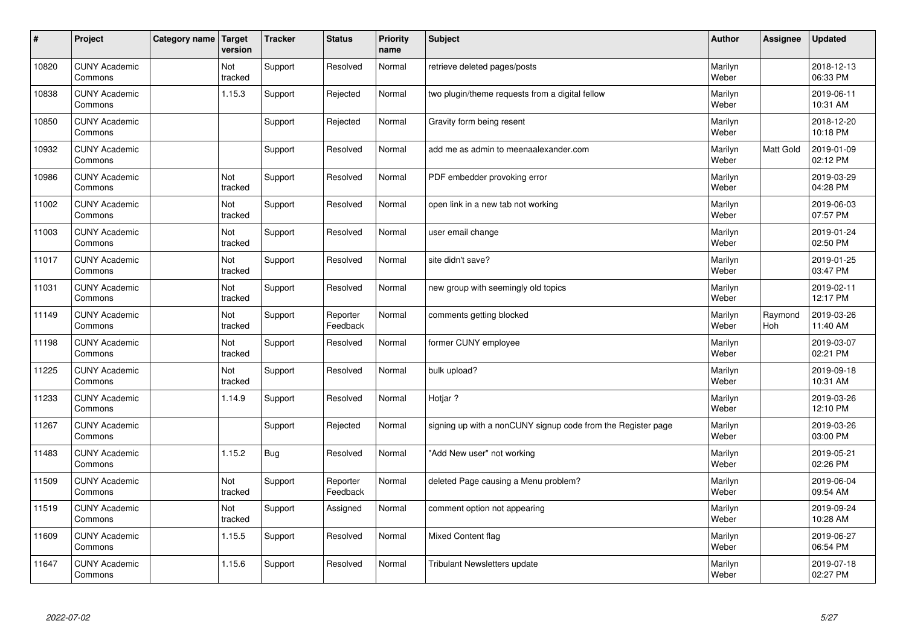| # | Project | Category name | Target version | Tracker | Status | Priority name | Subject | Author | Assignee | Updated |
|---|---|---|---|---|---|---|---|---|---|---|
| 10820 | CUNY Academic Commons | | Not tracked | Support | Resolved | Normal | retrieve deleted pages/posts | Marilyn Weber | | 2018-12-13 06:33 PM |
| 10838 | CUNY Academic Commons | | 1.15.3 | Support | Rejected | Normal | two plugin/theme requests from a digital fellow | Marilyn Weber | | 2019-06-11 10:31 AM |
| 10850 | CUNY Academic Commons | | | Support | Rejected | Normal | Gravity form being resent | Marilyn Weber | | 2018-12-20 10:18 PM |
| 10932 | CUNY Academic Commons | | | Support | Resolved | Normal | add me as admin to meenaalexander.com | Marilyn Weber | Matt Gold | 2019-01-09 02:12 PM |
| 10986 | CUNY Academic Commons | | Not tracked | Support | Resolved | Normal | PDF embedder provoking error | Marilyn Weber | | 2019-03-29 04:28 PM |
| 11002 | CUNY Academic Commons | | Not tracked | Support | Resolved | Normal | open link in a new tab not working | Marilyn Weber | | 2019-06-03 07:57 PM |
| 11003 | CUNY Academic Commons | | Not tracked | Support | Resolved | Normal | user email change | Marilyn Weber | | 2019-01-24 02:50 PM |
| 11017 | CUNY Academic Commons | | Not tracked | Support | Resolved | Normal | site didn't save? | Marilyn Weber | | 2019-01-25 03:47 PM |
| 11031 | CUNY Academic Commons | | Not tracked | Support | Resolved | Normal | new group with seemingly old topics | Marilyn Weber | | 2019-02-11 12:17 PM |
| 11149 | CUNY Academic Commons | | Not tracked | Support | Reporter Feedback | Normal | comments getting blocked | Marilyn Weber | Raymond Hoh | 2019-03-26 11:40 AM |
| 11198 | CUNY Academic Commons | | Not tracked | Support | Resolved | Normal | former CUNY employee | Marilyn Weber | | 2019-03-07 02:21 PM |
| 11225 | CUNY Academic Commons | | Not tracked | Support | Resolved | Normal | bulk upload? | Marilyn Weber | | 2019-09-18 10:31 AM |
| 11233 | CUNY Academic Commons | | 1.14.9 | Support | Resolved | Normal | Hotjar ? | Marilyn Weber | | 2019-03-26 12:10 PM |
| 11267 | CUNY Academic Commons | | | Support | Rejected | Normal | signing up with a nonCUNY signup code from the Register page | Marilyn Weber | | 2019-03-26 03:00 PM |
| 11483 | CUNY Academic Commons | | 1.15.2 | Bug | Resolved | Normal | "Add New user" not working | Marilyn Weber | | 2019-05-21 02:26 PM |
| 11509 | CUNY Academic Commons | | Not tracked | Support | Reporter Feedback | Normal | deleted Page causing a Menu problem? | Marilyn Weber | | 2019-06-04 09:54 AM |
| 11519 | CUNY Academic Commons | | Not tracked | Support | Assigned | Normal | comment option not appearing | Marilyn Weber | | 2019-09-24 10:28 AM |
| 11609 | CUNY Academic Commons | | 1.15.5 | Support | Resolved | Normal | Mixed Content flag | Marilyn Weber | | 2019-06-27 06:54 PM |
| 11647 | CUNY Academic Commons | | 1.15.6 | Support | Resolved | Normal | Tribulant Newsletters update | Marilyn Weber | | 2019-07-18 02:27 PM |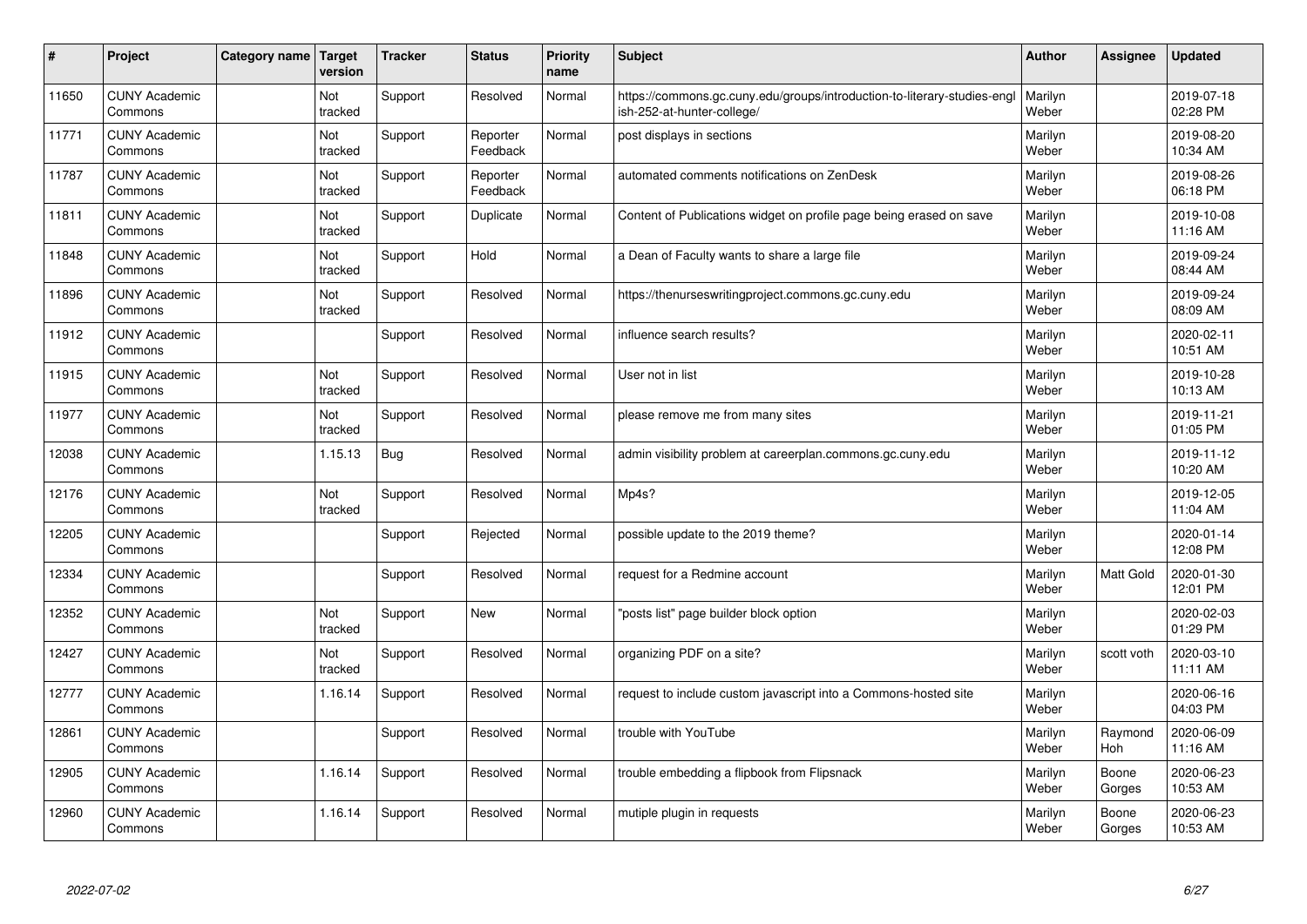| # | Project | Category name | Target version | Tracker | Status | Priority name | Subject | Author | Assignee | Updated |
|---|---|---|---|---|---|---|---|---|---|---|
| 11650 | CUNY Academic Commons | | Not tracked | Support | Resolved | Normal | https://commons.gc.cuny.edu/groups/introduction-to-literary-studies-english-252-at-hunter-college/ | Marilyn Weber | | 2019-07-18 02:28 PM |
| 11771 | CUNY Academic Commons | | Not tracked | Support | Reporter Feedback | Normal | post displays in sections | Marilyn Weber | | 2019-08-20 10:34 AM |
| 11787 | CUNY Academic Commons | | Not tracked | Support | Reporter Feedback | Normal | automated comments notifications on ZenDesk | Marilyn Weber | | 2019-08-26 06:18 PM |
| 11811 | CUNY Academic Commons | | Not tracked | Support | Duplicate | Normal | Content of Publications widget on profile page being erased on save | Marilyn Weber | | 2019-10-08 11:16 AM |
| 11848 | CUNY Academic Commons | | Not tracked | Support | Hold | Normal | a Dean of Faculty wants to share a large file | Marilyn Weber | | 2019-09-24 08:44 AM |
| 11896 | CUNY Academic Commons | | Not tracked | Support | Resolved | Normal | https://thenurseswritingproject.commons.gc.cuny.edu | Marilyn Weber | | 2019-09-24 08:09 AM |
| 11912 | CUNY Academic Commons | | | Support | Resolved | Normal | influence search results? | Marilyn Weber | | 2020-02-11 10:51 AM |
| 11915 | CUNY Academic Commons | | Not tracked | Support | Resolved | Normal | User not in list | Marilyn Weber | | 2019-10-28 10:13 AM |
| 11977 | CUNY Academic Commons | | Not tracked | Support | Resolved | Normal | please remove me from many sites | Marilyn Weber | | 2019-11-21 01:05 PM |
| 12038 | CUNY Academic Commons | | 1.15.13 | Bug | Resolved | Normal | admin visibility problem at careerplan.commons.gc.cuny.edu | Marilyn Weber | | 2019-11-12 10:20 AM |
| 12176 | CUNY Academic Commons | | Not tracked | Support | Resolved | Normal | Mp4s? | Marilyn Weber | | 2019-12-05 11:04 AM |
| 12205 | CUNY Academic Commons | | | Support | Rejected | Normal | possible update to the 2019 theme? | Marilyn Weber | | 2020-01-14 12:08 PM |
| 12334 | CUNY Academic Commons | | | Support | Resolved | Normal | request for a Redmine account | Marilyn Weber | Matt Gold | 2020-01-30 12:01 PM |
| 12352 | CUNY Academic Commons | | Not tracked | Support | New | Normal | "posts list" page builder block option | Marilyn Weber | | 2020-02-03 01:29 PM |
| 12427 | CUNY Academic Commons | | Not tracked | Support | Resolved | Normal | organizing PDF on a site? | Marilyn Weber | scott voth | 2020-03-10 11:11 AM |
| 12777 | CUNY Academic Commons | | 1.16.14 | Support | Resolved | Normal | request to include custom javascript into a Commons-hosted site | Marilyn Weber | | 2020-06-16 04:03 PM |
| 12861 | CUNY Academic Commons | | | Support | Resolved | Normal | trouble with YouTube | Marilyn Weber | Raymond Hoh | 2020-06-09 11:16 AM |
| 12905 | CUNY Academic Commons | | 1.16.14 | Support | Resolved | Normal | trouble embedding a flipbook from Flipsnack | Marilyn Weber | Boone Gorges | 2020-06-23 10:53 AM |
| 12960 | CUNY Academic Commons | | 1.16.14 | Support | Resolved | Normal | mutiple plugin in requests | Marilyn Weber | Boone Gorges | 2020-06-23 10:53 AM |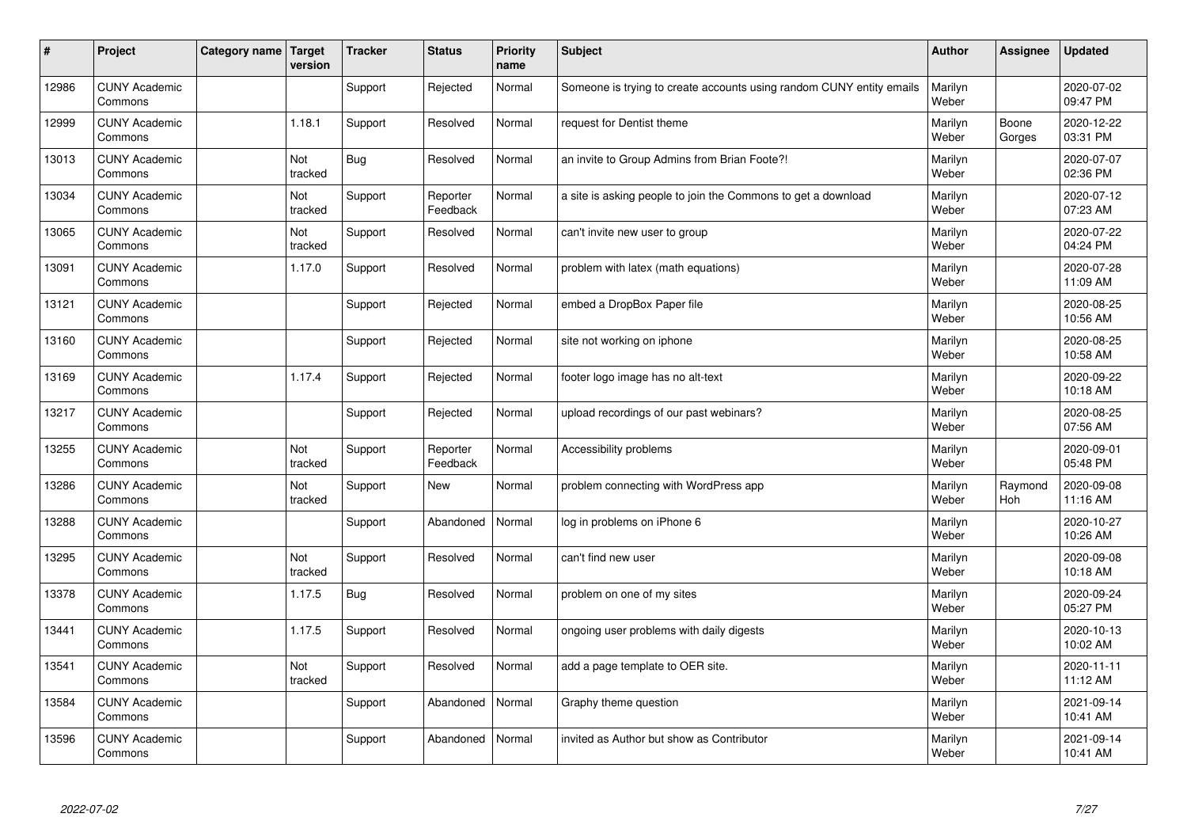| # | Project | Category name | Target version | Tracker | Status | Priority name | Subject | Author | Assignee | Updated |
|---|---|---|---|---|---|---|---|---|---|---|
| 12986 | CUNY Academic Commons | | | Support | Rejected | Normal | Someone is trying to create accounts using random CUNY entity emails | Marilyn Weber | | 2020-07-02 09:47 PM |
| 12999 | CUNY Academic Commons | | 1.18.1 | Support | Resolved | Normal | request for Dentist theme | Marilyn Weber | Boone Gorges | 2020-12-22 03:31 PM |
| 13013 | CUNY Academic Commons | | Not tracked | Bug | Resolved | Normal | an invite to Group Admins from Brian Foote?! | Marilyn Weber | | 2020-07-07 02:36 PM |
| 13034 | CUNY Academic Commons | | Not tracked | Support | Reporter Feedback | Normal | a site is asking people to join the Commons to get a download | Marilyn Weber | | 2020-07-12 07:23 AM |
| 13065 | CUNY Academic Commons | | Not tracked | Support | Resolved | Normal | can't invite new user to group | Marilyn Weber | | 2020-07-22 04:24 PM |
| 13091 | CUNY Academic Commons | | 1.17.0 | Support | Resolved | Normal | problem with latex (math equations) | Marilyn Weber | | 2020-07-28 11:09 AM |
| 13121 | CUNY Academic Commons | | | Support | Rejected | Normal | embed a DropBox Paper file | Marilyn Weber | | 2020-08-25 10:56 AM |
| 13160 | CUNY Academic Commons | | | Support | Rejected | Normal | site not working on iphone | Marilyn Weber | | 2020-08-25 10:58 AM |
| 13169 | CUNY Academic Commons | | 1.17.4 | Support | Rejected | Normal | footer logo image has no alt-text | Marilyn Weber | | 2020-09-22 10:18 AM |
| 13217 | CUNY Academic Commons | | | Support | Rejected | Normal | upload recordings of our past webinars? | Marilyn Weber | | 2020-08-25 07:56 AM |
| 13255 | CUNY Academic Commons | | Not tracked | Support | Reporter Feedback | Normal | Accessibility problems | Marilyn Weber | | 2020-09-01 05:48 PM |
| 13286 | CUNY Academic Commons | | Not tracked | Support | New | Normal | problem connecting with WordPress app | Marilyn Weber | Raymond Hoh | 2020-09-08 11:16 AM |
| 13288 | CUNY Academic Commons | | | Support | Abandoned | Normal | log in problems on iPhone 6 | Marilyn Weber | | 2020-10-27 10:26 AM |
| 13295 | CUNY Academic Commons | | Not tracked | Support | Resolved | Normal | can't find new user | Marilyn Weber | | 2020-09-08 10:18 AM |
| 13378 | CUNY Academic Commons | | 1.17.5 | Bug | Resolved | Normal | problem on one of my sites | Marilyn Weber | | 2020-09-24 05:27 PM |
| 13441 | CUNY Academic Commons | | 1.17.5 | Support | Resolved | Normal | ongoing user problems with daily digests | Marilyn Weber | | 2020-10-13 10:02 AM |
| 13541 | CUNY Academic Commons | | Not tracked | Support | Resolved | Normal | add a page template to OER site. | Marilyn Weber | | 2020-11-11 11:12 AM |
| 13584 | CUNY Academic Commons | | | Support | Abandoned | Normal | Graphy theme question | Marilyn Weber | | 2021-09-14 10:41 AM |
| 13596 | CUNY Academic Commons | | | Support | Abandoned | Normal | invited as Author but show as Contributor | Marilyn Weber | | 2021-09-14 10:41 AM |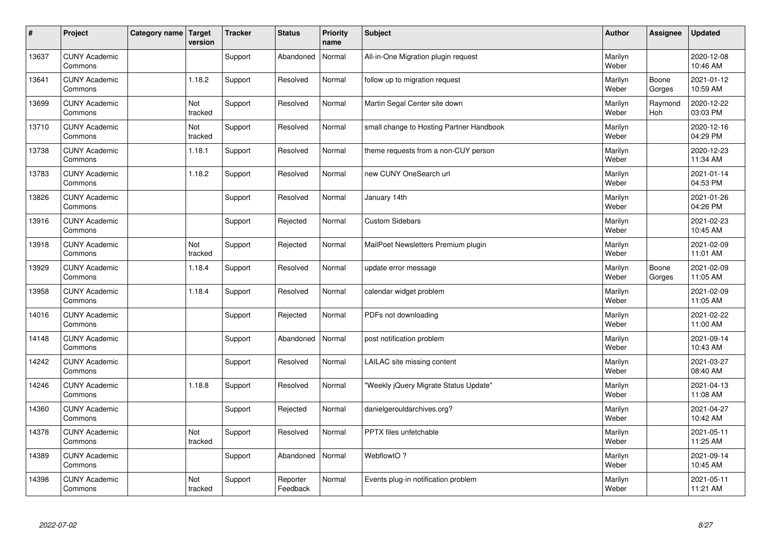| # | Project | Category name | Target version | Tracker | Status | Priority name | Subject | Author | Assignee | Updated |
|---|---|---|---|---|---|---|---|---|---|---|
| 13637 | CUNY Academic Commons | | | Support | Abandoned | Normal | All-in-One Migration plugin request | Marilyn Weber | | 2020-12-08 10:46 AM |
| 13641 | CUNY Academic Commons | | 1.18.2 | Support | Resolved | Normal | follow up to migration request | Marilyn Weber | Boone Gorges | 2021-01-12 10:59 AM |
| 13699 | CUNY Academic Commons | | Not tracked | Support | Resolved | Normal | Martin Segal Center site down | Marilyn Weber | Raymond Hoh | 2020-12-22 03:03 PM |
| 13710 | CUNY Academic Commons | | Not tracked | Support | Resolved | Normal | small change to Hosting Partner Handbook | Marilyn Weber | | 2020-12-16 04:29 PM |
| 13738 | CUNY Academic Commons | | 1.18.1 | Support | Resolved | Normal | theme requests from a non-CUY person | Marilyn Weber | | 2020-12-23 11:34 AM |
| 13783 | CUNY Academic Commons | | 1.18.2 | Support | Resolved | Normal | new CUNY OneSearch url | Marilyn Weber | | 2021-01-14 04:53 PM |
| 13826 | CUNY Academic Commons | | | Support | Resolved | Normal | January 14th | Marilyn Weber | | 2021-01-26 04:26 PM |
| 13916 | CUNY Academic Commons | | | Support | Rejected | Normal | Custom Sidebars | Marilyn Weber | | 2021-02-23 10:45 AM |
| 13918 | CUNY Academic Commons | | Not tracked | Support | Rejected | Normal | MailPoet Newsletters Premium plugin | Marilyn Weber | | 2021-02-09 11:01 AM |
| 13929 | CUNY Academic Commons | | 1.18.4 | Support | Resolved | Normal | update error message | Marilyn Weber | Boone Gorges | 2021-02-09 11:05 AM |
| 13958 | CUNY Academic Commons | | 1.18.4 | Support | Resolved | Normal | calendar widget problem | Marilyn Weber | | 2021-02-09 11:05 AM |
| 14016 | CUNY Academic Commons | | | Support | Rejected | Normal | PDFs not downloading | Marilyn Weber | | 2021-02-22 11:00 AM |
| 14148 | CUNY Academic Commons | | | Support | Abandoned | Normal | post notification problem | Marilyn Weber | | 2021-09-14 10:43 AM |
| 14242 | CUNY Academic Commons | | | Support | Resolved | Normal | LAILAC site missing content | Marilyn Weber | | 2021-03-27 08:40 AM |
| 14246 | CUNY Academic Commons | | 1.18.8 | Support | Resolved | Normal | "Weekly jQuery Migrate Status Update" | Marilyn Weber | | 2021-04-13 11:08 AM |
| 14360 | CUNY Academic Commons | | | Support | Rejected | Normal | danielgerouldarchives.org? | Marilyn Weber | | 2021-04-27 10:42 AM |
| 14378 | CUNY Academic Commons | | Not tracked | Support | Resolved | Normal | PPTX files unfetchable | Marilyn Weber | | 2021-05-11 11:25 AM |
| 14389 | CUNY Academic Commons | | | Support | Abandoned | Normal | WebflowIO ? | Marilyn Weber | | 2021-09-14 10:45 AM |
| 14398 | CUNY Academic Commons | | Not tracked | Support | Reporter Feedback | Normal | Events plug-in notification problem | Marilyn Weber | | 2021-05-11 11:21 AM |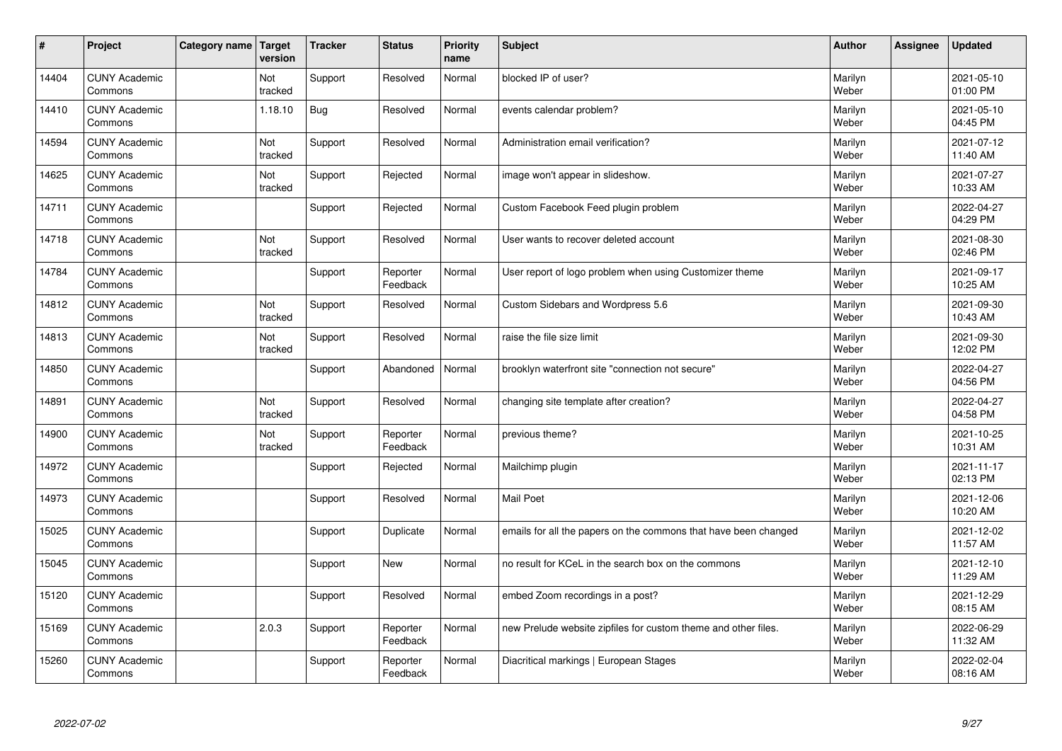| # | Project | Category name | Target version | Tracker | Status | Priority name | Subject | Author | Assignee | Updated |
|---|---|---|---|---|---|---|---|---|---|---|
| 14404 | CUNY Academic Commons | | Not tracked | Support | Resolved | Normal | blocked IP of user? | Marilyn Weber | | 2021-05-10 01:00 PM |
| 14410 | CUNY Academic Commons | | 1.18.10 | Bug | Resolved | Normal | events calendar problem? | Marilyn Weber | | 2021-05-10 04:45 PM |
| 14594 | CUNY Academic Commons | | Not tracked | Support | Resolved | Normal | Administration email verification? | Marilyn Weber | | 2021-07-12 11:40 AM |
| 14625 | CUNY Academic Commons | | Not tracked | Support | Rejected | Normal | image won't appear in slideshow. | Marilyn Weber | | 2021-07-27 10:33 AM |
| 14711 | CUNY Academic Commons | | | Support | Rejected | Normal | Custom Facebook Feed plugin problem | Marilyn Weber | | 2022-04-27 04:29 PM |
| 14718 | CUNY Academic Commons | | Not tracked | Support | Resolved | Normal | User wants to recover deleted account | Marilyn Weber | | 2021-08-30 02:46 PM |
| 14784 | CUNY Academic Commons | | | Support | Reporter Feedback | Normal | User report of logo problem when using Customizer theme | Marilyn Weber | | 2021-09-17 10:25 AM |
| 14812 | CUNY Academic Commons | | Not tracked | Support | Resolved | Normal | Custom Sidebars and Wordpress 5.6 | Marilyn Weber | | 2021-09-30 10:43 AM |
| 14813 | CUNY Academic Commons | | Not tracked | Support | Resolved | Normal | raise the file size limit | Marilyn Weber | | 2021-09-30 12:02 PM |
| 14850 | CUNY Academic Commons | | | Support | Abandoned | Normal | brooklyn waterfront site "connection not secure" | Marilyn Weber | | 2022-04-27 04:56 PM |
| 14891 | CUNY Academic Commons | | Not tracked | Support | Resolved | Normal | changing site template after creation? | Marilyn Weber | | 2022-04-27 04:58 PM |
| 14900 | CUNY Academic Commons | | Not tracked | Support | Reporter Feedback | Normal | previous theme? | Marilyn Weber | | 2021-10-25 10:31 AM |
| 14972 | CUNY Academic Commons | | | Support | Rejected | Normal | Mailchimp plugin | Marilyn Weber | | 2021-11-17 02:13 PM |
| 14973 | CUNY Academic Commons | | | Support | Resolved | Normal | Mail Poet | Marilyn Weber | | 2021-12-06 10:20 AM |
| 15025 | CUNY Academic Commons | | | Support | Duplicate | Normal | emails for all the papers on the commons that have been changed | Marilyn Weber | | 2021-12-02 11:57 AM |
| 15045 | CUNY Academic Commons | | | Support | New | Normal | no result for KCeL in the search box on the commons | Marilyn Weber | | 2021-12-10 11:29 AM |
| 15120 | CUNY Academic Commons | | | Support | Resolved | Normal | embed Zoom recordings in a post? | Marilyn Weber | | 2021-12-29 08:15 AM |
| 15169 | CUNY Academic Commons | | 2.0.3 | Support | Reporter Feedback | Normal | new Prelude website zipfiles for custom theme and other files. | Marilyn Weber | | 2022-06-29 11:32 AM |
| 15260 | CUNY Academic Commons | | | Support | Reporter Feedback | Normal | Diacritical markings \| European Stages | Marilyn Weber | | 2022-02-04 08:16 AM |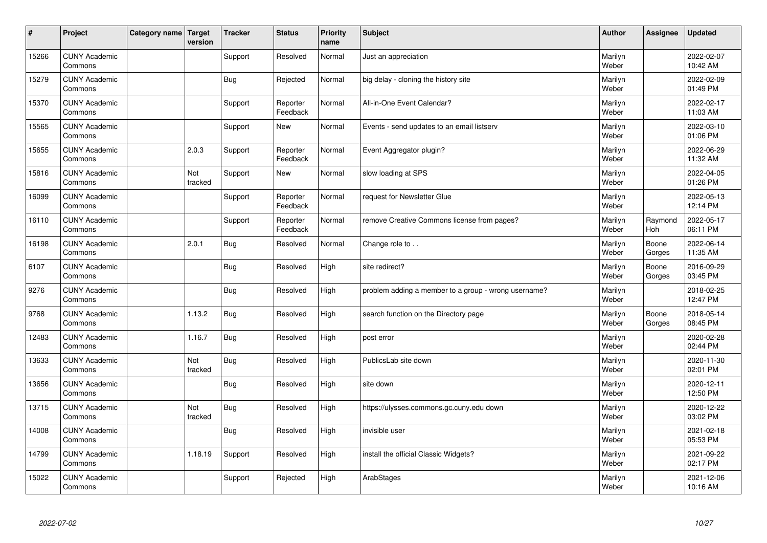| # | Project | Category name | Target version | Tracker | Status | Priority name | Subject | Author | Assignee | Updated |
|---|---|---|---|---|---|---|---|---|---|---|
| 15266 | CUNY Academic Commons | | | Support | Resolved | Normal | Just an appreciation | Marilyn Weber | | 2022-02-07 10:42 AM |
| 15279 | CUNY Academic Commons | | | Bug | Rejected | Normal | big delay - cloning the history site | Marilyn Weber | | 2022-02-09 01:49 PM |
| 15370 | CUNY Academic Commons | | | Support | Reporter Feedback | Normal | All-in-One Event Calendar? | Marilyn Weber | | 2022-02-17 11:03 AM |
| 15565 | CUNY Academic Commons | | | Support | New | Normal | Events - send updates to an email listserv | Marilyn Weber | | 2022-03-10 01:06 PM |
| 15655 | CUNY Academic Commons | | 2.0.3 | Support | Reporter Feedback | Normal | Event Aggregator plugin? | Marilyn Weber | | 2022-06-29 11:32 AM |
| 15816 | CUNY Academic Commons | | Not tracked | Support | New | Normal | slow loading at SPS | Marilyn Weber | | 2022-04-05 01:26 PM |
| 16099 | CUNY Academic Commons | | | Support | Reporter Feedback | Normal | request for Newsletter Glue | Marilyn Weber | | 2022-05-13 12:14 PM |
| 16110 | CUNY Academic Commons | | | Support | Reporter Feedback | Normal | remove Creative Commons license from pages? | Marilyn Weber | Raymond Hoh | 2022-05-17 06:11 PM |
| 16198 | CUNY Academic Commons | | 2.0.1 | Bug | Resolved | Normal | Change role to . . | Marilyn Weber | Boone Gorges | 2022-06-14 11:35 AM |
| 6107 | CUNY Academic Commons | | | Bug | Resolved | High | site redirect? | Marilyn Weber | Boone Gorges | 2016-09-29 03:45 PM |
| 9276 | CUNY Academic Commons | | | Bug | Resolved | High | problem adding a member to a group - wrong username? | Marilyn Weber | | 2018-02-25 12:47 PM |
| 9768 | CUNY Academic Commons | | 1.13.2 | Bug | Resolved | High | search function on the Directory page | Marilyn Weber | Boone Gorges | 2018-05-14 08:45 PM |
| 12483 | CUNY Academic Commons | | 1.16.7 | Bug | Resolved | High | post error | Marilyn Weber | | 2020-02-28 02:44 PM |
| 13633 | CUNY Academic Commons | | Not tracked | Bug | Resolved | High | PublicsLab site down | Marilyn Weber | | 2020-11-30 02:01 PM |
| 13656 | CUNY Academic Commons | | | Bug | Resolved | High | site down | Marilyn Weber | | 2020-12-11 12:50 PM |
| 13715 | CUNY Academic Commons | | Not tracked | Bug | Resolved | High | https://ulysses.commons.gc.cuny.edu down | Marilyn Weber | | 2020-12-22 03:02 PM |
| 14008 | CUNY Academic Commons | | | Bug | Resolved | High | invisible user | Marilyn Weber | | 2021-02-18 05:53 PM |
| 14799 | CUNY Academic Commons | | 1.18.19 | Support | Resolved | High | install the official Classic Widgets? | Marilyn Weber | | 2021-09-22 02:17 PM |
| 15022 | CUNY Academic Commons | | | Support | Rejected | High | ArabStages | Marilyn Weber | | 2021-12-06 10:16 AM |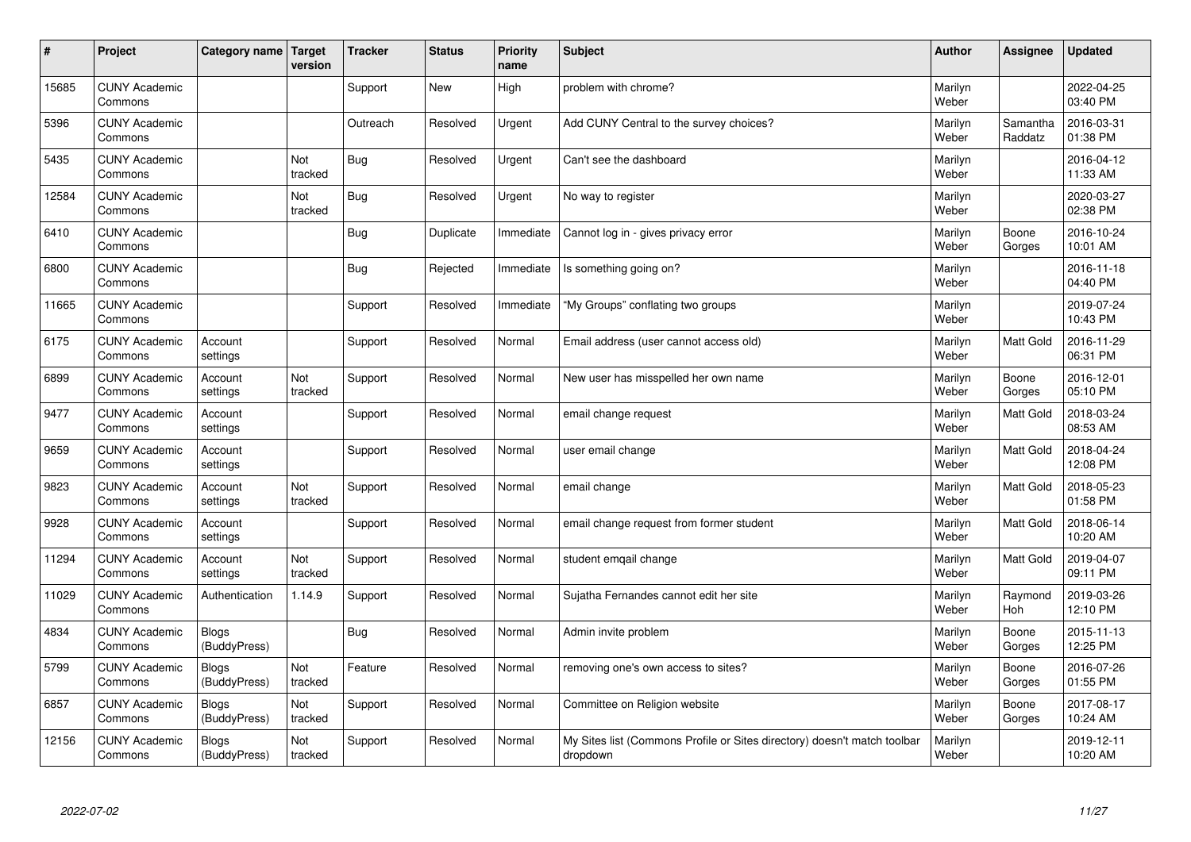| # | Project | Category name | Target version | Tracker | Status | Priority name | Subject | Author | Assignee | Updated |
|---|---|---|---|---|---|---|---|---|---|---|
| 15685 | CUNY Academic Commons | | | Support | New | High | problem with chrome? | Marilyn Weber | | 2022-04-25 03:40 PM |
| 5396 | CUNY Academic Commons | | | Outreach | Resolved | Urgent | Add CUNY Central to the survey choices? | Marilyn Weber | Samantha Raddatz | 2016-03-31 01:38 PM |
| 5435 | CUNY Academic Commons | | Not tracked | Bug | Resolved | Urgent | Can't see the dashboard | Marilyn Weber | | 2016-04-12 11:33 AM |
| 12584 | CUNY Academic Commons | | Not tracked | Bug | Resolved | Urgent | No way to register | Marilyn Weber | | 2020-03-27 02:38 PM |
| 6410 | CUNY Academic Commons | | | Bug | Duplicate | Immediate | Cannot log in - gives privacy error | Marilyn Weber | Boone Gorges | 2016-10-24 10:01 AM |
| 6800 | CUNY Academic Commons | | | Bug | Rejected | Immediate | Is something going on? | Marilyn Weber | | 2016-11-18 04:40 PM |
| 11665 | CUNY Academic Commons | | | Support | Resolved | Immediate | "My Groups" conflating two groups | Marilyn Weber | | 2019-07-24 10:43 PM |
| 6175 | CUNY Academic Commons | Account settings | | Support | Resolved | Normal | Email address (user cannot access old) | Marilyn Weber | Matt Gold | 2016-11-29 06:31 PM |
| 6899 | CUNY Academic Commons | Account settings | Not tracked | Support | Resolved | Normal | New user has misspelled her own name | Marilyn Weber | Boone Gorges | 2016-12-01 05:10 PM |
| 9477 | CUNY Academic Commons | Account settings | | Support | Resolved | Normal | email change request | Marilyn Weber | Matt Gold | 2018-03-24 08:53 AM |
| 9659 | CUNY Academic Commons | Account settings | | Support | Resolved | Normal | user email change | Marilyn Weber | Matt Gold | 2018-04-24 12:08 PM |
| 9823 | CUNY Academic Commons | Account settings | Not tracked | Support | Resolved | Normal | email change | Marilyn Weber | Matt Gold | 2018-05-23 01:58 PM |
| 9928 | CUNY Academic Commons | Account settings | | Support | Resolved | Normal | email change request from former student | Marilyn Weber | Matt Gold | 2018-06-14 10:20 AM |
| 11294 | CUNY Academic Commons | Account settings | Not tracked | Support | Resolved | Normal | student emqail change | Marilyn Weber | Matt Gold | 2019-04-07 09:11 PM |
| 11029 | CUNY Academic Commons | Authentication | 1.14.9 | Support | Resolved | Normal | Sujatha Fernandes cannot edit her site | Marilyn Weber | Raymond Hoh | 2019-03-26 12:10 PM |
| 4834 | CUNY Academic Commons | Blogs (BuddyPress) | | Bug | Resolved | Normal | Admin invite problem | Marilyn Weber | Boone Gorges | 2015-11-13 12:25 PM |
| 5799 | CUNY Academic Commons | Blogs (BuddyPress) | Not tracked | Feature | Resolved | Normal | removing one's own access to sites? | Marilyn Weber | Boone Gorges | 2016-07-26 01:55 PM |
| 6857 | CUNY Academic Commons | Blogs (BuddyPress) | Not tracked | Support | Resolved | Normal | Committee on Religion website | Marilyn Weber | Boone Gorges | 2017-08-17 10:24 AM |
| 12156 | CUNY Academic Commons | Blogs (BuddyPress) | Not tracked | Support | Resolved | Normal | My Sites list (Commons Profile or Sites directory) doesn't match toolbar dropdown | Marilyn Weber | | 2019-12-11 10:20 AM |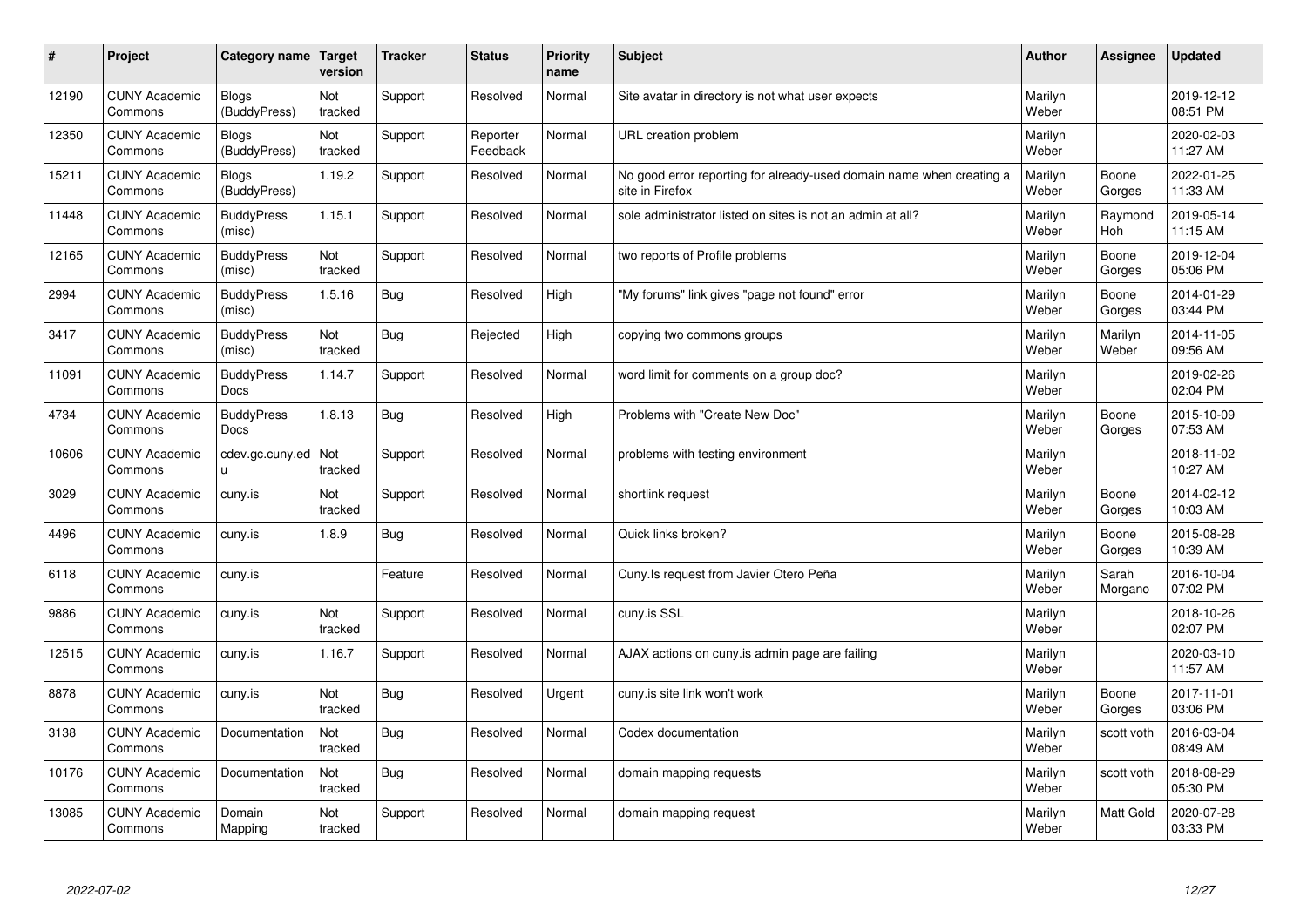| # | Project | Category name | Target version | Tracker | Status | Priority name | Subject | Author | Assignee | Updated |
|---|---|---|---|---|---|---|---|---|---|---|
| 12190 | CUNY Academic Commons | Blogs (BuddyPress) | Not tracked | Support | Resolved | Normal | Site avatar in directory is not what user expects | Marilyn Weber | | 2019-12-12 08:51 PM |
| 12350 | CUNY Academic Commons | Blogs (BuddyPress) | Not tracked | Support | Reporter Feedback | Normal | URL creation problem | Marilyn Weber | | 2020-02-03 11:27 AM |
| 15211 | CUNY Academic Commons | Blogs (BuddyPress) | 1.19.2 | Support | Resolved | Normal | No good error reporting for already-used domain name when creating a site in Firefox | Marilyn Weber | Boone Gorges | 2022-01-25 11:33 AM |
| 11448 | CUNY Academic Commons | BuddyPress (misc) | 1.15.1 | Support | Resolved | Normal | sole administrator listed on sites is not an admin at all? | Marilyn Weber | Raymond Hoh | 2019-05-14 11:15 AM |
| 12165 | CUNY Academic Commons | BuddyPress (misc) | Not tracked | Support | Resolved | Normal | two reports of Profile problems | Marilyn Weber | Boone Gorges | 2019-12-04 05:06 PM |
| 2994 | CUNY Academic Commons | BuddyPress (misc) | 1.5.16 | Bug | Resolved | High | "My forums" link gives "page not found" error | Marilyn Weber | Boone Gorges | 2014-01-29 03:44 PM |
| 3417 | CUNY Academic Commons | BuddyPress (misc) | Not tracked | Bug | Rejected | High | copying two commons groups | Marilyn Weber | Marilyn Weber | 2014-11-05 09:56 AM |
| 11091 | CUNY Academic Commons | BuddyPress Docs | 1.14.7 | Support | Resolved | Normal | word limit for comments on a group doc? | Marilyn Weber | | 2019-02-26 02:04 PM |
| 4734 | CUNY Academic Commons | BuddyPress Docs | 1.8.13 | Bug | Resolved | High | Problems with "Create New Doc" | Marilyn Weber | Boone Gorges | 2015-10-09 07:53 AM |
| 10606 | CUNY Academic Commons | cdev.gc.cuny.edu | Not tracked | Support | Resolved | Normal | problems with testing environment | Marilyn Weber | | 2018-11-02 10:27 AM |
| 3029 | CUNY Academic Commons | cuny.is | Not tracked | Support | Resolved | Normal | shortlink request | Marilyn Weber | Boone Gorges | 2014-02-12 10:03 AM |
| 4496 | CUNY Academic Commons | cuny.is | 1.8.9 | Bug | Resolved | Normal | Quick links broken? | Marilyn Weber | Boone Gorges | 2015-08-28 10:39 AM |
| 6118 | CUNY Academic Commons | cuny.is | | Feature | Resolved | Normal | Cuny.Is request from Javier Otero Peña | Marilyn Weber | Sarah Morgano | 2016-10-04 07:02 PM |
| 9886 | CUNY Academic Commons | cuny.is | Not tracked | Support | Resolved | Normal | cuny.is SSL | Marilyn Weber | | 2018-10-26 02:07 PM |
| 12515 | CUNY Academic Commons | cuny.is | 1.16.7 | Support | Resolved | Normal | AJAX actions on cuny.is admin page are failing | Marilyn Weber | | 2020-03-10 11:57 AM |
| 8878 | CUNY Academic Commons | cuny.is | Not tracked | Bug | Resolved | Urgent | cuny.is site link won't work | Marilyn Weber | Boone Gorges | 2017-11-01 03:06 PM |
| 3138 | CUNY Academic Commons | Documentation | Not tracked | Bug | Resolved | Normal | Codex documentation | Marilyn Weber | scott voth | 2016-03-04 08:49 AM |
| 10176 | CUNY Academic Commons | Documentation | Not tracked | Bug | Resolved | Normal | domain mapping requests | Marilyn Weber | scott voth | 2018-08-29 05:30 PM |
| 13085 | CUNY Academic Commons | Domain Mapping | Not tracked | Support | Resolved | Normal | domain mapping request | Marilyn Weber | Matt Gold | 2020-07-28 03:33 PM |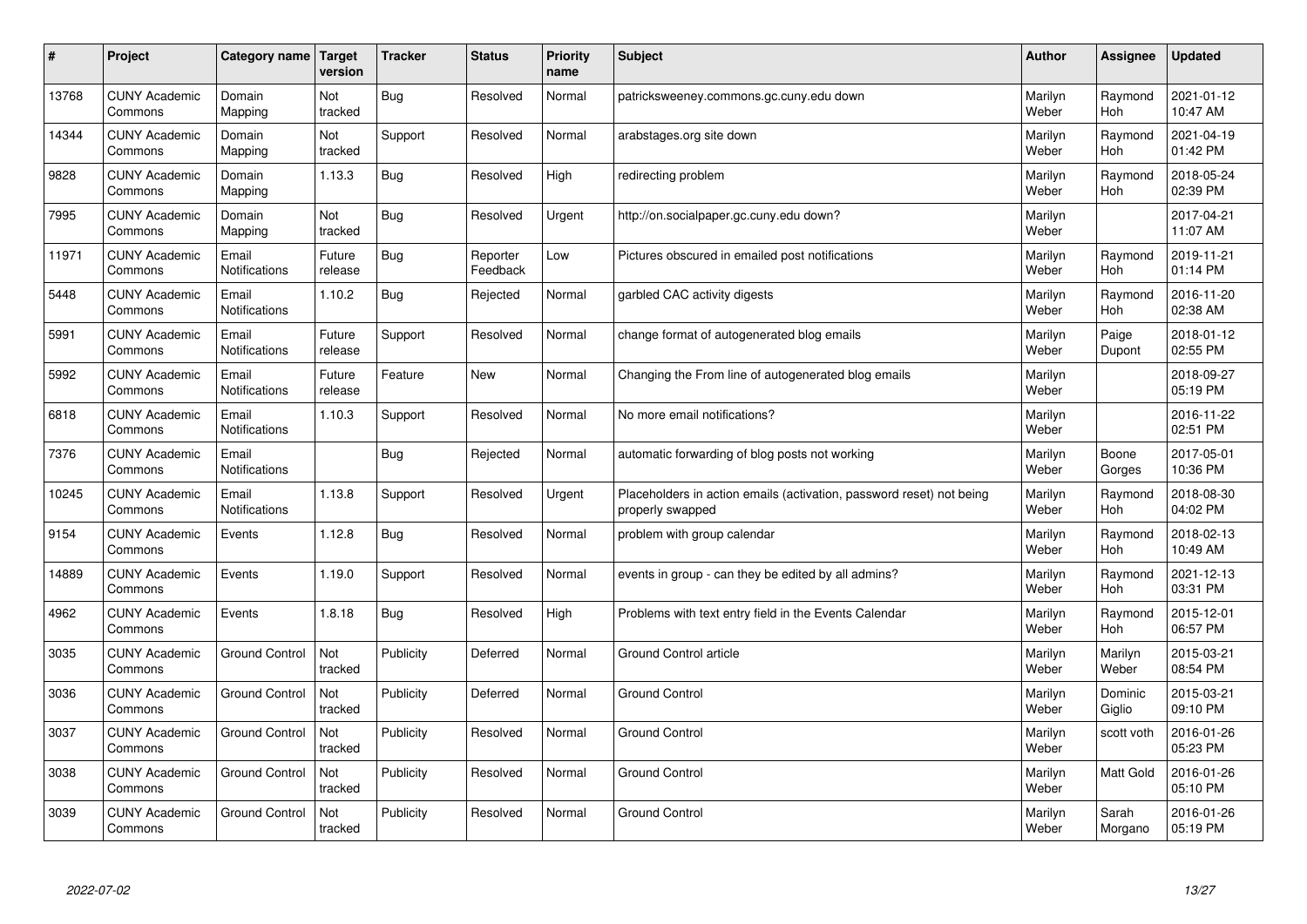| # | Project | Category name | Target version | Tracker | Status | Priority name | Subject | Author | Assignee | Updated |
|---|---|---|---|---|---|---|---|---|---|---|
| 13768 | CUNY Academic Commons | Domain Mapping | Not tracked | Bug | Resolved | Normal | patricksweeney.commons.gc.cuny.edu down | Marilyn Weber | Raymond Hoh | 2021-01-12 10:47 AM |
| 14344 | CUNY Academic Commons | Domain Mapping | Not tracked | Support | Resolved | Normal | arabstages.org site down | Marilyn Weber | Raymond Hoh | 2021-04-19 01:42 PM |
| 9828 | CUNY Academic Commons | Domain Mapping | 1.13.3 | Bug | Resolved | High | redirecting problem | Marilyn Weber | Raymond Hoh | 2018-05-24 02:39 PM |
| 7995 | CUNY Academic Commons | Domain Mapping | Not tracked | Bug | Resolved | Urgent | http://on.socialpaper.gc.cuny.edu down? | Marilyn Weber | | 2017-04-21 11:07 AM |
| 11971 | CUNY Academic Commons | Email Notifications | Future release | Bug | Reporter Feedback | Low | Pictures obscured in emailed post notifications | Marilyn Weber | Raymond Hoh | 2019-11-21 01:14 PM |
| 5448 | CUNY Academic Commons | Email Notifications | 1.10.2 | Bug | Rejected | Normal | garbled CAC activity digests | Marilyn Weber | Raymond Hoh | 2016-11-20 02:38 AM |
| 5991 | CUNY Academic Commons | Email Notifications | Future release | Support | Resolved | Normal | change format of autogenerated blog emails | Marilyn Weber | Paige Dupont | 2018-01-12 02:55 PM |
| 5992 | CUNY Academic Commons | Email Notifications | Future release | Feature | New | Normal | Changing the From line of autogenerated blog emails | Marilyn Weber | | 2018-09-27 05:19 PM |
| 6818 | CUNY Academic Commons | Email Notifications | 1.10.3 | Support | Resolved | Normal | No more email notifications? | Marilyn Weber | | 2016-11-22 02:51 PM |
| 7376 | CUNY Academic Commons | Email Notifications | | Bug | Rejected | Normal | automatic forwarding of blog posts not working | Marilyn Weber | Boone Gorges | 2017-05-01 10:36 PM |
| 10245 | CUNY Academic Commons | Email Notifications | 1.13.8 | Support | Resolved | Urgent | Placeholders in action emails (activation, password reset) not being properly swapped | Marilyn Weber | Raymond Hoh | 2018-08-30 04:02 PM |
| 9154 | CUNY Academic Commons | Events | 1.12.8 | Bug | Resolved | Normal | problem with group calendar | Marilyn Weber | Raymond Hoh | 2018-02-13 10:49 AM |
| 14889 | CUNY Academic Commons | Events | 1.19.0 | Support | Resolved | Normal | events in group - can they be edited by all admins? | Marilyn Weber | Raymond Hoh | 2021-12-13 03:31 PM |
| 4962 | CUNY Academic Commons | Events | 1.8.18 | Bug | Resolved | High | Problems with text entry field in the Events Calendar | Marilyn Weber | Raymond Hoh | 2015-12-01 06:57 PM |
| 3035 | CUNY Academic Commons | Ground Control | Not tracked | Publicity | Deferred | Normal | Ground Control article | Marilyn Weber | Marilyn Weber | 2015-03-21 08:54 PM |
| 3036 | CUNY Academic Commons | Ground Control | Not tracked | Publicity | Deferred | Normal | Ground Control | Marilyn Weber | Dominic Giglio | 2015-03-21 09:10 PM |
| 3037 | CUNY Academic Commons | Ground Control | Not tracked | Publicity | Resolved | Normal | Ground Control | Marilyn Weber | scott voth | 2016-01-26 05:23 PM |
| 3038 | CUNY Academic Commons | Ground Control | Not tracked | Publicity | Resolved | Normal | Ground Control | Marilyn Weber | Matt Gold | 2016-01-26 05:10 PM |
| 3039 | CUNY Academic Commons | Ground Control | Not tracked | Publicity | Resolved | Normal | Ground Control | Marilyn Weber | Sarah Morgano | 2016-01-26 05:19 PM |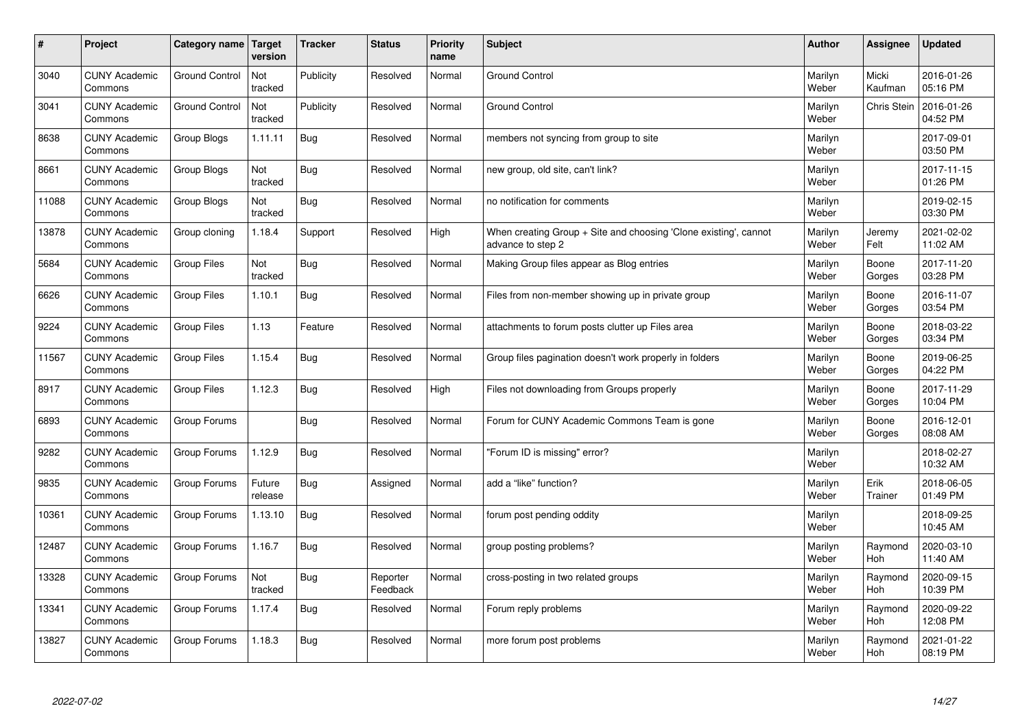| # | Project | Category name | Target version | Tracker | Status | Priority name | Subject | Author | Assignee | Updated |
|---|---|---|---|---|---|---|---|---|---|---|
| 3040 | CUNY Academic Commons | Ground Control | Not tracked | Publicity | Resolved | Normal | Ground Control | Marilyn Weber | Micki Kaufman | 2016-01-26 05:16 PM |
| 3041 | CUNY Academic Commons | Ground Control | Not tracked | Publicity | Resolved | Normal | Ground Control | Marilyn Weber | Chris Stein | 2016-01-26 04:52 PM |
| 8638 | CUNY Academic Commons | Group Blogs | 1.11.11 | Bug | Resolved | Normal | members not syncing from group to site | Marilyn Weber | | 2017-09-01 03:50 PM |
| 8661 | CUNY Academic Commons | Group Blogs | Not tracked | Bug | Resolved | Normal | new group, old site, can't link? | Marilyn Weber | | 2017-11-15 01:26 PM |
| 11088 | CUNY Academic Commons | Group Blogs | Not tracked | Bug | Resolved | Normal | no notification for comments | Marilyn Weber | | 2019-02-15 03:30 PM |
| 13878 | CUNY Academic Commons | Group cloning | 1.18.4 | Support | Resolved | High | When creating Group + Site and choosing 'Clone existing', cannot advance to step 2 | Marilyn Weber | Jeremy Felt | 2021-02-02 11:02 AM |
| 5684 | CUNY Academic Commons | Group Files | Not tracked | Bug | Resolved | Normal | Making Group files appear as Blog entries | Marilyn Weber | Boone Gorges | 2017-11-20 03:28 PM |
| 6626 | CUNY Academic Commons | Group Files | 1.10.1 | Bug | Resolved | Normal | Files from non-member showing up in private group | Marilyn Weber | Boone Gorges | 2016-11-07 03:54 PM |
| 9224 | CUNY Academic Commons | Group Files | 1.13 | Feature | Resolved | Normal | attachments to forum posts clutter up Files area | Marilyn Weber | Boone Gorges | 2018-03-22 03:34 PM |
| 11567 | CUNY Academic Commons | Group Files | 1.15.4 | Bug | Resolved | Normal | Group files pagination doesn't work properly in folders | Marilyn Weber | Boone Gorges | 2019-06-25 04:22 PM |
| 8917 | CUNY Academic Commons | Group Files | 1.12.3 | Bug | Resolved | High | Files not downloading from Groups properly | Marilyn Weber | Boone Gorges | 2017-11-29 10:04 PM |
| 6893 | CUNY Academic Commons | Group Forums | | Bug | Resolved | Normal | Forum for CUNY Academic Commons Team is gone | Marilyn Weber | Boone Gorges | 2016-12-01 08:08 AM |
| 9282 | CUNY Academic Commons | Group Forums | 1.12.9 | Bug | Resolved | Normal | "Forum ID is missing" error? | Marilyn Weber | | 2018-02-27 10:32 AM |
| 9835 | CUNY Academic Commons | Group Forums | Future release | Bug | Assigned | Normal | add a "like" function? | Marilyn Weber | Erik Trainer | 2018-06-05 01:49 PM |
| 10361 | CUNY Academic Commons | Group Forums | 1.13.10 | Bug | Resolved | Normal | forum post pending oddity | Marilyn Weber | | 2018-09-25 10:45 AM |
| 12487 | CUNY Academic Commons | Group Forums | 1.16.7 | Bug | Resolved | Normal | group posting problems? | Marilyn Weber | Raymond Hoh | 2020-03-10 11:40 AM |
| 13328 | CUNY Academic Commons | Group Forums | Not tracked | Bug | Reporter Feedback | Normal | cross-posting in two related groups | Marilyn Weber | Raymond Hoh | 2020-09-15 10:39 PM |
| 13341 | CUNY Academic Commons | Group Forums | 1.17.4 | Bug | Resolved | Normal | Forum reply problems | Marilyn Weber | Raymond Hoh | 2020-09-22 12:08 PM |
| 13827 | CUNY Academic Commons | Group Forums | 1.18.3 | Bug | Resolved | Normal | more forum post problems | Marilyn Weber | Raymond Hoh | 2021-01-22 08:19 PM |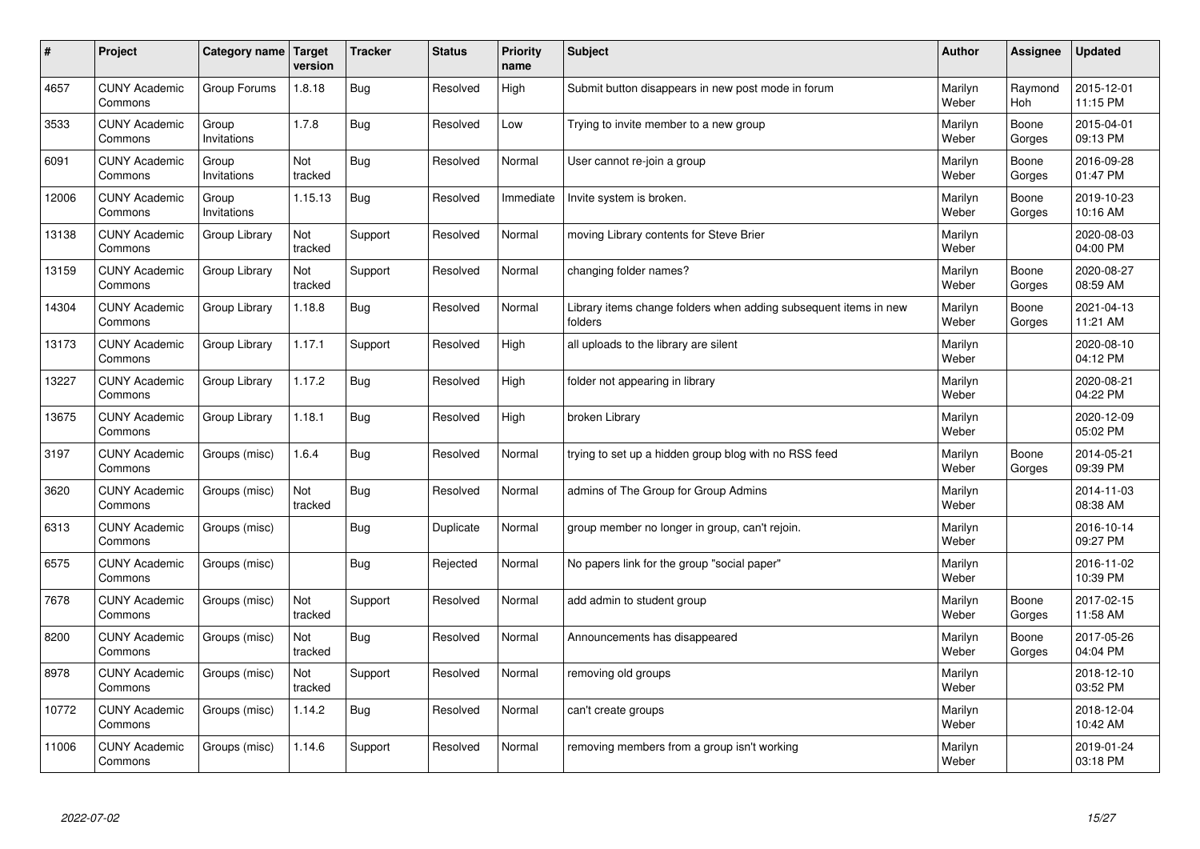| # | Project | Category name | Target version | Tracker | Status | Priority name | Subject | Author | Assignee | Updated |
|---|---|---|---|---|---|---|---|---|---|---|
| 4657 | CUNY Academic Commons | Group Forums | 1.8.18 | Bug | Resolved | High | Submit button disappears in new post mode in forum | Marilyn Weber | Raymond Hoh | 2015-12-01 11:15 PM |
| 3533 | CUNY Academic Commons | Group Invitations | 1.7.8 | Bug | Resolved | Low | Trying to invite member to a new group | Marilyn Weber | Boone Gorges | 2015-04-01 09:13 PM |
| 6091 | CUNY Academic Commons | Group Invitations | Not tracked | Bug | Resolved | Normal | User cannot re-join a group | Marilyn Weber | Boone Gorges | 2016-09-28 01:47 PM |
| 12006 | CUNY Academic Commons | Group Invitations | 1.15.13 | Bug | Resolved | Immediate | Invite system is broken. | Marilyn Weber | Boone Gorges | 2019-10-23 10:16 AM |
| 13138 | CUNY Academic Commons | Group Library | Not tracked | Support | Resolved | Normal | moving Library contents for Steve Brier | Marilyn Weber | | 2020-08-03 04:00 PM |
| 13159 | CUNY Academic Commons | Group Library | Not tracked | Support | Resolved | Normal | changing folder names? | Marilyn Weber | Boone Gorges | 2020-08-27 08:59 AM |
| 14304 | CUNY Academic Commons | Group Library | 1.18.8 | Bug | Resolved | Normal | Library items change folders when adding subsequent items in new folders | Marilyn Weber | Boone Gorges | 2021-04-13 11:21 AM |
| 13173 | CUNY Academic Commons | Group Library | 1.17.1 | Support | Resolved | High | all uploads to the library are silent | Marilyn Weber | | 2020-08-10 04:12 PM |
| 13227 | CUNY Academic Commons | Group Library | 1.17.2 | Bug | Resolved | High | folder not appearing in library | Marilyn Weber | | 2020-08-21 04:22 PM |
| 13675 | CUNY Academic Commons | Group Library | 1.18.1 | Bug | Resolved | High | broken Library | Marilyn Weber | | 2020-12-09 05:02 PM |
| 3197 | CUNY Academic Commons | Groups (misc) | 1.6.4 | Bug | Resolved | Normal | trying to set up a hidden group blog with no RSS feed | Marilyn Weber | Boone Gorges | 2014-05-21 09:39 PM |
| 3620 | CUNY Academic Commons | Groups (misc) | Not tracked | Bug | Resolved | Normal | admins of The Group for Group Admins | Marilyn Weber | | 2014-11-03 08:38 AM |
| 6313 | CUNY Academic Commons | Groups (misc) | | Bug | Duplicate | Normal | group member no longer in group, can't rejoin. | Marilyn Weber | | 2016-10-14 09:27 PM |
| 6575 | CUNY Academic Commons | Groups (misc) | | Bug | Rejected | Normal | No papers link for the group "social paper" | Marilyn Weber | | 2016-11-02 10:39 PM |
| 7678 | CUNY Academic Commons | Groups (misc) | Not tracked | Support | Resolved | Normal | add admin to student group | Marilyn Weber | Boone Gorges | 2017-02-15 11:58 AM |
| 8200 | CUNY Academic Commons | Groups (misc) | Not tracked | Bug | Resolved | Normal | Announcements has disappeared | Marilyn Weber | Boone Gorges | 2017-05-26 04:04 PM |
| 8978 | CUNY Academic Commons | Groups (misc) | Not tracked | Support | Resolved | Normal | removing old groups | Marilyn Weber | | 2018-12-10 03:52 PM |
| 10772 | CUNY Academic Commons | Groups (misc) | 1.14.2 | Bug | Resolved | Normal | can't create groups | Marilyn Weber | | 2018-12-04 10:42 AM |
| 11006 | CUNY Academic Commons | Groups (misc) | 1.14.6 | Support | Resolved | Normal | removing members from a group isn't working | Marilyn Weber | | 2019-01-24 03:18 PM |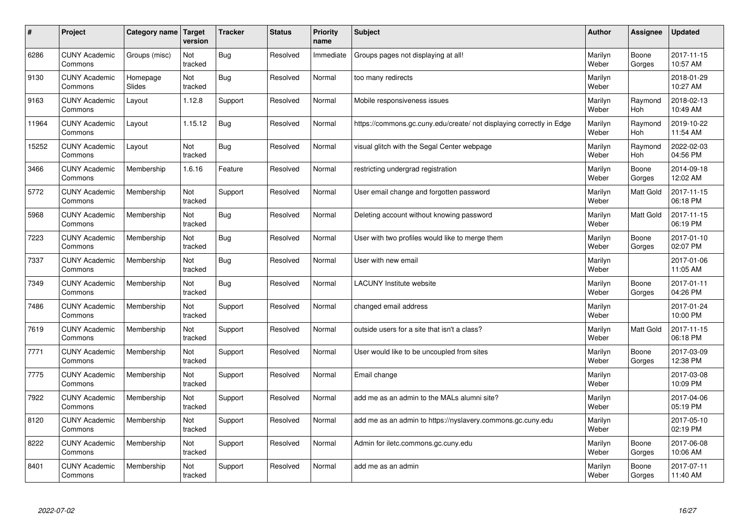| # | Project | Category name | Target version | Tracker | Status | Priority name | Subject | Author | Assignee | Updated |
|---|---|---|---|---|---|---|---|---|---|---|
| 6286 | CUNY Academic Commons | Groups (misc) | Not tracked | Bug | Resolved | Immediate | Groups pages not displaying at all! | Marilyn Weber | Boone Gorges | 2017-11-15 10:57 AM |
| 9130 | CUNY Academic Commons | Homepage Slides | Not tracked | Bug | Resolved | Normal | too many redirects | Marilyn Weber | | 2018-01-29 10:27 AM |
| 9163 | CUNY Academic Commons | Layout | 1.12.8 | Support | Resolved | Normal | Mobile responsiveness issues | Marilyn Weber | Raymond Hoh | 2018-02-13 10:49 AM |
| 11964 | CUNY Academic Commons | Layout | 1.15.12 | Bug | Resolved | Normal | https://commons.gc.cuny.edu/create/ not displaying correctly in Edge | Marilyn Weber | Raymond Hoh | 2019-10-22 11:54 AM |
| 15252 | CUNY Academic Commons | Layout | Not tracked | Bug | Resolved | Normal | visual glitch with the Segal Center webpage | Marilyn Weber | Raymond Hoh | 2022-02-03 04:56 PM |
| 3466 | CUNY Academic Commons | Membership | 1.6.16 | Feature | Resolved | Normal | restricting undergrad registration | Marilyn Weber | Boone Gorges | 2014-09-18 12:02 AM |
| 5772 | CUNY Academic Commons | Membership | Not tracked | Support | Resolved | Normal | User email change and forgotten password | Marilyn Weber | Matt Gold | 2017-11-15 06:18 PM |
| 5968 | CUNY Academic Commons | Membership | Not tracked | Bug | Resolved | Normal | Deleting account without knowing password | Marilyn Weber | Matt Gold | 2017-11-15 06:19 PM |
| 7223 | CUNY Academic Commons | Membership | Not tracked | Bug | Resolved | Normal | User with two profiles would like to merge them | Marilyn Weber | Boone Gorges | 2017-01-10 02:07 PM |
| 7337 | CUNY Academic Commons | Membership | Not tracked | Bug | Resolved | Normal | User with new email | Marilyn Weber | | 2017-01-06 11:05 AM |
| 7349 | CUNY Academic Commons | Membership | Not tracked | Bug | Resolved | Normal | LACUNY Institute website | Marilyn Weber | Boone Gorges | 2017-01-11 04:26 PM |
| 7486 | CUNY Academic Commons | Membership | Not tracked | Support | Resolved | Normal | changed email address | Marilyn Weber | | 2017-01-24 10:00 PM |
| 7619 | CUNY Academic Commons | Membership | Not tracked | Support | Resolved | Normal | outside users for a site that isn't a class? | Marilyn Weber | Matt Gold | 2017-11-15 06:18 PM |
| 7771 | CUNY Academic Commons | Membership | Not tracked | Support | Resolved | Normal | User would like to be uncoupled from sites | Marilyn Weber | Boone Gorges | 2017-03-09 12:38 PM |
| 7775 | CUNY Academic Commons | Membership | Not tracked | Support | Resolved | Normal | Email change | Marilyn Weber | | 2017-03-08 10:09 PM |
| 7922 | CUNY Academic Commons | Membership | Not tracked | Support | Resolved | Normal | add me as an admin to the MALs alumni site? | Marilyn Weber | | 2017-04-06 05:19 PM |
| 8120 | CUNY Academic Commons | Membership | Not tracked | Support | Resolved | Normal | add me as an admin to https://nyslavery.commons.gc.cuny.edu | Marilyn Weber | | 2017-05-10 02:19 PM |
| 8222 | CUNY Academic Commons | Membership | Not tracked | Support | Resolved | Normal | Admin for iletc.commons.gc.cuny.edu | Marilyn Weber | Boone Gorges | 2017-06-08 10:06 AM |
| 8401 | CUNY Academic Commons | Membership | Not tracked | Support | Resolved | Normal | add me as an admin | Marilyn Weber | Boone Gorges | 2017-07-11 11:40 AM |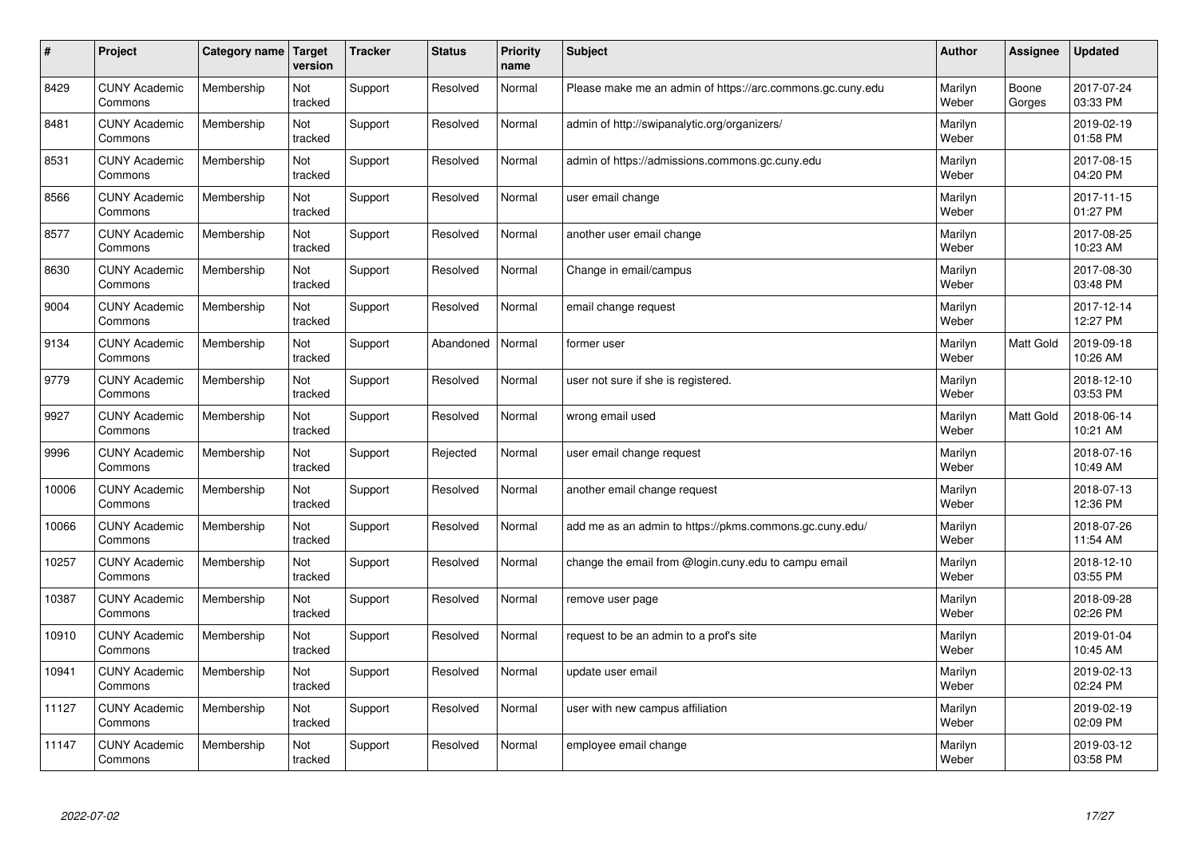| # | Project | Category name | Target version | Tracker | Status | Priority name | Subject | Author | Assignee | Updated |
|---|---|---|---|---|---|---|---|---|---|---|
| 8429 | CUNY Academic Commons | Membership | Not tracked | Support | Resolved | Normal | Please make me an admin of https://arc.commons.gc.cuny.edu | Marilyn Weber | Boone Gorges | 2017-07-24 03:33 PM |
| 8481 | CUNY Academic Commons | Membership | Not tracked | Support | Resolved | Normal | admin of http://swipanalytic.org/organizers/ | Marilyn Weber | | 2019-02-19 01:58 PM |
| 8531 | CUNY Academic Commons | Membership | Not tracked | Support | Resolved | Normal | admin of https://admissions.commons.gc.cuny.edu | Marilyn Weber | | 2017-08-15 04:20 PM |
| 8566 | CUNY Academic Commons | Membership | Not tracked | Support | Resolved | Normal | user email change | Marilyn Weber | | 2017-11-15 01:27 PM |
| 8577 | CUNY Academic Commons | Membership | Not tracked | Support | Resolved | Normal | another user email change | Marilyn Weber | | 2017-08-25 10:23 AM |
| 8630 | CUNY Academic Commons | Membership | Not tracked | Support | Resolved | Normal | Change in email/campus | Marilyn Weber | | 2017-08-30 03:48 PM |
| 9004 | CUNY Academic Commons | Membership | Not tracked | Support | Resolved | Normal | email change request | Marilyn Weber | | 2017-12-14 12:27 PM |
| 9134 | CUNY Academic Commons | Membership | Not tracked | Support | Abandoned | Normal | former user | Marilyn Weber | Matt Gold | 2019-09-18 10:26 AM |
| 9779 | CUNY Academic Commons | Membership | Not tracked | Support | Resolved | Normal | user not sure if she is registered. | Marilyn Weber | | 2018-12-10 03:53 PM |
| 9927 | CUNY Academic Commons | Membership | Not tracked | Support | Resolved | Normal | wrong email used | Marilyn Weber | Matt Gold | 2018-06-14 10:21 AM |
| 9996 | CUNY Academic Commons | Membership | Not tracked | Support | Rejected | Normal | user email change request | Marilyn Weber | | 2018-07-16 10:49 AM |
| 10006 | CUNY Academic Commons | Membership | Not tracked | Support | Resolved | Normal | another email change request | Marilyn Weber | | 2018-07-13 12:36 PM |
| 10066 | CUNY Academic Commons | Membership | Not tracked | Support | Resolved | Normal | add me as an admin to https://pkms.commons.gc.cuny.edu/ | Marilyn Weber | | 2018-07-26 11:54 AM |
| 10257 | CUNY Academic Commons | Membership | Not tracked | Support | Resolved | Normal | change the email from @login.cuny.edu to campu email | Marilyn Weber | | 2018-12-10 03:55 PM |
| 10387 | CUNY Academic Commons | Membership | Not tracked | Support | Resolved | Normal | remove user page | Marilyn Weber | | 2018-09-28 02:26 PM |
| 10910 | CUNY Academic Commons | Membership | Not tracked | Support | Resolved | Normal | request to be an admin to a prof's site | Marilyn Weber | | 2019-01-04 10:45 AM |
| 10941 | CUNY Academic Commons | Membership | Not tracked | Support | Resolved | Normal | update user email | Marilyn Weber | | 2019-02-13 02:24 PM |
| 11127 | CUNY Academic Commons | Membership | Not tracked | Support | Resolved | Normal | user with new campus affiliation | Marilyn Weber | | 2019-02-19 02:09 PM |
| 11147 | CUNY Academic Commons | Membership | Not tracked | Support | Resolved | Normal | employee email change | Marilyn Weber | | 2019-03-12 03:58 PM |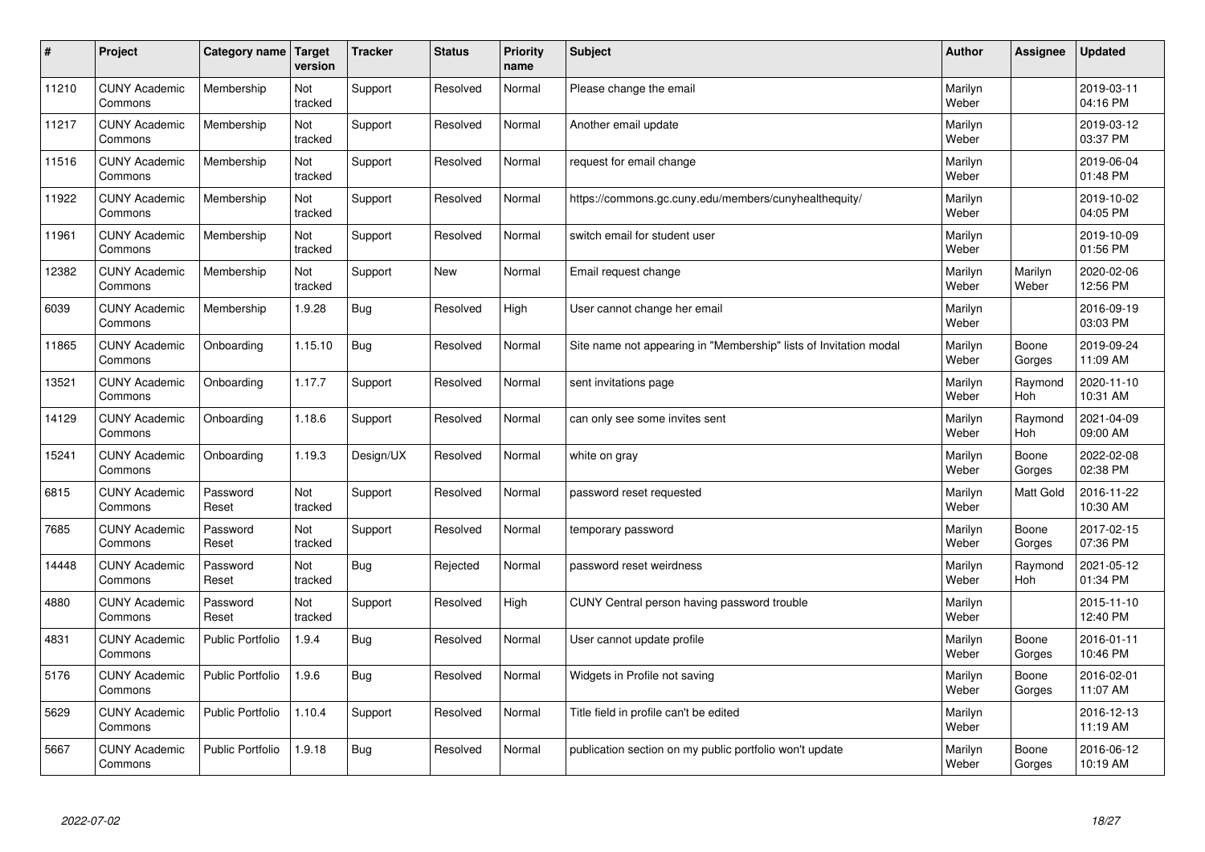| # | Project | Category name | Target version | Tracker | Status | Priority name | Subject | Author | Assignee | Updated |
|---|---|---|---|---|---|---|---|---|---|---|
| 11210 | CUNY Academic Commons | Membership | Not tracked | Support | Resolved | Normal | Please change the email | Marilyn Weber | | 2019-03-11 04:16 PM |
| 11217 | CUNY Academic Commons | Membership | Not tracked | Support | Resolved | Normal | Another email update | Marilyn Weber | | 2019-03-12 03:37 PM |
| 11516 | CUNY Academic Commons | Membership | Not tracked | Support | Resolved | Normal | request for email change | Marilyn Weber | | 2019-06-04 01:48 PM |
| 11922 | CUNY Academic Commons | Membership | Not tracked | Support | Resolved | Normal | https://commons.gc.cuny.edu/members/cunyhealthequity/ | Marilyn Weber | | 2019-10-02 04:05 PM |
| 11961 | CUNY Academic Commons | Membership | Not tracked | Support | Resolved | Normal | switch email for student user | Marilyn Weber | | 2019-10-09 01:56 PM |
| 12382 | CUNY Academic Commons | Membership | Not tracked | Support | New | Normal | Email request change | Marilyn Weber | Marilyn Weber | 2020-02-06 12:56 PM |
| 6039 | CUNY Academic Commons | Membership | 1.9.28 | Bug | Resolved | High | User cannot change her email | Marilyn Weber | | 2016-09-19 03:03 PM |
| 11865 | CUNY Academic Commons | Onboarding | 1.15.10 | Bug | Resolved | Normal | Site name not appearing in "Membership" lists of Invitation modal | Marilyn Weber | Boone Gorges | 2019-09-24 11:09 AM |
| 13521 | CUNY Academic Commons | Onboarding | 1.17.7 | Support | Resolved | Normal | sent invitations page | Marilyn Weber | Raymond Hoh | 2020-11-10 10:31 AM |
| 14129 | CUNY Academic Commons | Onboarding | 1.18.6 | Support | Resolved | Normal | can only see some invites sent | Marilyn Weber | Raymond Hoh | 2021-04-09 09:00 AM |
| 15241 | CUNY Academic Commons | Onboarding | 1.19.3 | Design/UX | Resolved | Normal | white on gray | Marilyn Weber | Boone Gorges | 2022-02-08 02:38 PM |
| 6815 | CUNY Academic Commons | Password Reset | Not tracked | Support | Resolved | Normal | password reset requested | Marilyn Weber | Matt Gold | 2016-11-22 10:30 AM |
| 7685 | CUNY Academic Commons | Password Reset | Not tracked | Support | Resolved | Normal | temporary password | Marilyn Weber | Boone Gorges | 2017-02-15 07:36 PM |
| 14448 | CUNY Academic Commons | Password Reset | Not tracked | Bug | Rejected | Normal | password reset weirdness | Marilyn Weber | Raymond Hoh | 2021-05-12 01:34 PM |
| 4880 | CUNY Academic Commons | Password Reset | Not tracked | Support | Resolved | High | CUNY Central person having password trouble | Marilyn Weber | | 2015-11-10 12:40 PM |
| 4831 | CUNY Academic Commons | Public Portfolio | 1.9.4 | Bug | Resolved | Normal | User cannot update profile | Marilyn Weber | Boone Gorges | 2016-01-11 10:46 PM |
| 5176 | CUNY Academic Commons | Public Portfolio | 1.9.6 | Bug | Resolved | Normal | Widgets in Profile not saving | Marilyn Weber | Boone Gorges | 2016-02-01 11:07 AM |
| 5629 | CUNY Academic Commons | Public Portfolio | 1.10.4 | Support | Resolved | Normal | Title field in profile can't be edited | Marilyn Weber | | 2016-12-13 11:19 AM |
| 5667 | CUNY Academic Commons | Public Portfolio | 1.9.18 | Bug | Resolved | Normal | publication section on my public portfolio won't update | Marilyn Weber | Boone Gorges | 2016-06-12 10:19 AM |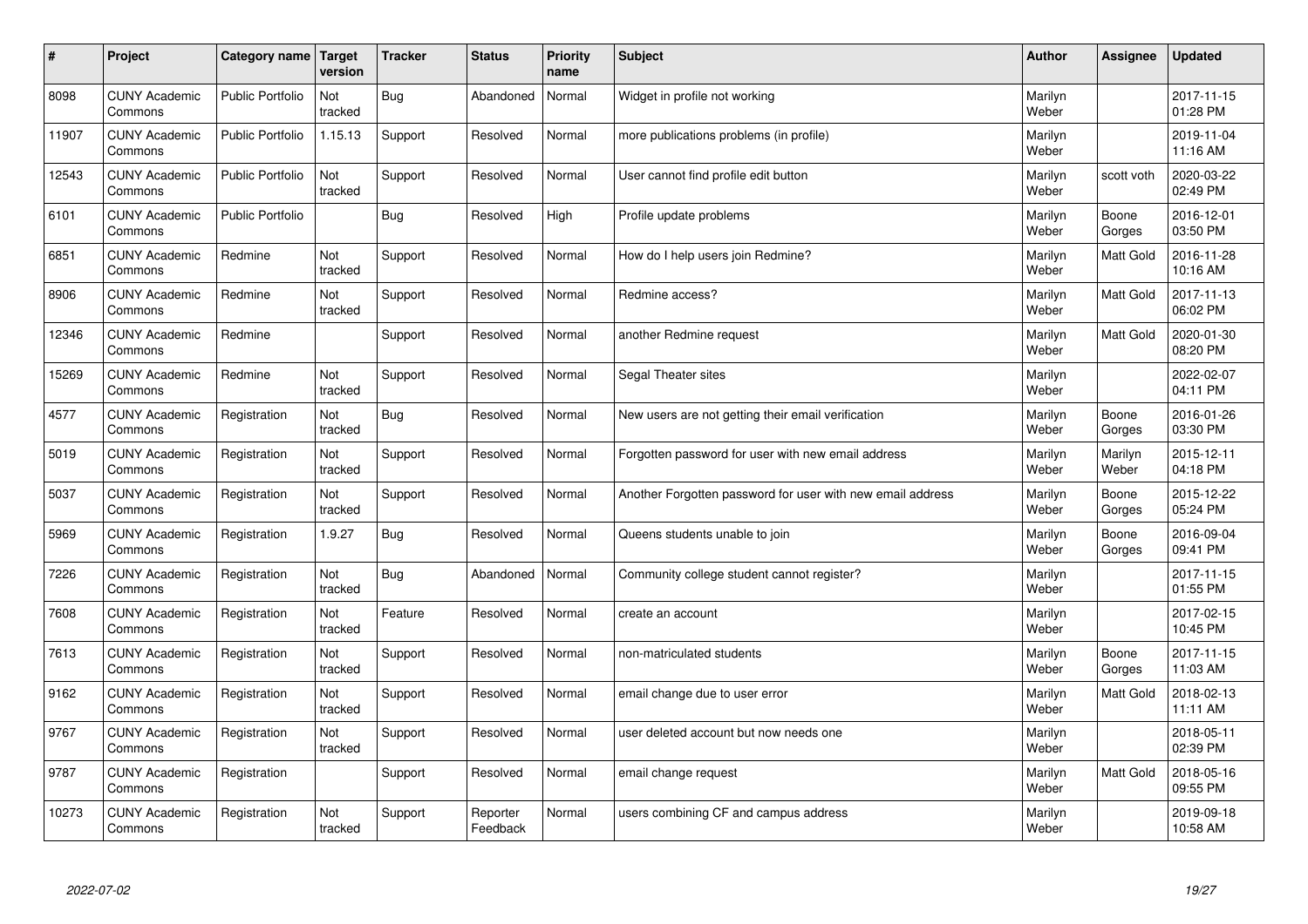| # | Project | Category name | Target version | Tracker | Status | Priority name | Subject | Author | Assignee | Updated |
|---|---|---|---|---|---|---|---|---|---|---|
| 8098 | CUNY Academic Commons | Public Portfolio | Not tracked | Bug | Abandoned | Normal | Widget in profile not working | Marilyn Weber | | 2017-11-15 01:28 PM |
| 11907 | CUNY Academic Commons | Public Portfolio | 1.15.13 | Support | Resolved | Normal | more publications problems (in profile) | Marilyn Weber | | 2019-11-04 11:16 AM |
| 12543 | CUNY Academic Commons | Public Portfolio | Not tracked | Support | Resolved | Normal | User cannot find profile edit button | Marilyn Weber | scott voth | 2020-03-22 02:49 PM |
| 6101 | CUNY Academic Commons | Public Portfolio | | Bug | Resolved | High | Profile update problems | Marilyn Weber | Boone Gorges | 2016-12-01 03:50 PM |
| 6851 | CUNY Academic Commons | Redmine | Not tracked | Support | Resolved | Normal | How do I help users join Redmine? | Marilyn Weber | Matt Gold | 2016-11-28 10:16 AM |
| 8906 | CUNY Academic Commons | Redmine | Not tracked | Support | Resolved | Normal | Redmine access? | Marilyn Weber | Matt Gold | 2017-11-13 06:02 PM |
| 12346 | CUNY Academic Commons | Redmine | | Support | Resolved | Normal | another Redmine request | Marilyn Weber | Matt Gold | 2020-01-30 08:20 PM |
| 15269 | CUNY Academic Commons | Redmine | Not tracked | Support | Resolved | Normal | Segal Theater sites | Marilyn Weber | | 2022-02-07 04:11 PM |
| 4577 | CUNY Academic Commons | Registration | Not tracked | Bug | Resolved | Normal | New users are not getting their email verification | Marilyn Weber | Boone Gorges | 2016-01-26 03:30 PM |
| 5019 | CUNY Academic Commons | Registration | Not tracked | Support | Resolved | Normal | Forgotten password for user with new email address | Marilyn Weber | Marilyn Weber | 2015-12-11 04:18 PM |
| 5037 | CUNY Academic Commons | Registration | Not tracked | Support | Resolved | Normal | Another Forgotten password for user with new email address | Marilyn Weber | Boone Gorges | 2015-12-22 05:24 PM |
| 5969 | CUNY Academic Commons | Registration | 1.9.27 | Bug | Resolved | Normal | Queens students unable to join | Marilyn Weber | Boone Gorges | 2016-09-04 09:41 PM |
| 7226 | CUNY Academic Commons | Registration | Not tracked | Bug | Abandoned | Normal | Community college student cannot register? | Marilyn Weber | | 2017-11-15 01:55 PM |
| 7608 | CUNY Academic Commons | Registration | Not tracked | Feature | Resolved | Normal | create an account | Marilyn Weber | | 2017-02-15 10:45 PM |
| 7613 | CUNY Academic Commons | Registration | Not tracked | Support | Resolved | Normal | non-matriculated students | Marilyn Weber | Boone Gorges | 2017-11-15 11:03 AM |
| 9162 | CUNY Academic Commons | Registration | Not tracked | Support | Resolved | Normal | email change due to user error | Marilyn Weber | Matt Gold | 2018-02-13 11:11 AM |
| 9767 | CUNY Academic Commons | Registration | Not tracked | Support | Resolved | Normal | user deleted account but now needs one | Marilyn Weber | | 2018-05-11 02:39 PM |
| 9787 | CUNY Academic Commons | Registration | | Support | Resolved | Normal | email change request | Marilyn Weber | Matt Gold | 2018-05-16 09:55 PM |
| 10273 | CUNY Academic Commons | Registration | Not tracked | Support | Reporter Feedback | Normal | users combining CF and campus address | Marilyn Weber | | 2019-09-18 10:58 AM |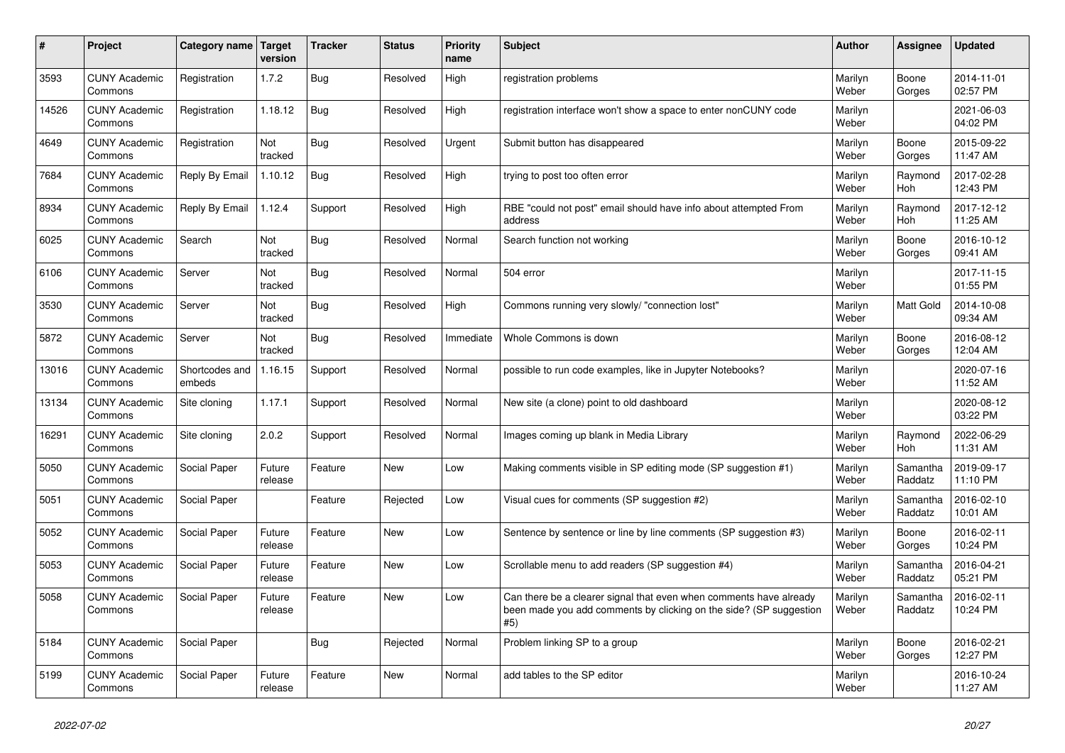| # | Project | Category name | Target version | Tracker | Status | Priority name | Subject | Author | Assignee | Updated |
|---|---|---|---|---|---|---|---|---|---|---|
| 3593 | CUNY Academic Commons | Registration | 1.7.2 | Bug | Resolved | High | registration problems | Marilyn Weber | Boone Gorges | 2014-11-01 02:57 PM |
| 14526 | CUNY Academic Commons | Registration | 1.18.12 | Bug | Resolved | High | registration interface won't show a space to enter nonCUNY code | Marilyn Weber | | 2021-06-03 04:02 PM |
| 4649 | CUNY Academic Commons | Registration | Not tracked | Bug | Resolved | Urgent | Submit button has disappeared | Marilyn Weber | Boone Gorges | 2015-09-22 11:47 AM |
| 7684 | CUNY Academic Commons | Reply By Email | 1.10.12 | Bug | Resolved | High | trying to post too often error | Marilyn Weber | Raymond Hoh | 2017-02-28 12:43 PM |
| 8934 | CUNY Academic Commons | Reply By Email | 1.12.4 | Support | Resolved | High | RBE "could not post" email should have info about attempted From address | Marilyn Weber | Raymond Hoh | 2017-12-12 11:25 AM |
| 6025 | CUNY Academic Commons | Search | Not tracked | Bug | Resolved | Normal | Search function not working | Marilyn Weber | Boone Gorges | 2016-10-12 09:41 AM |
| 6106 | CUNY Academic Commons | Server | Not tracked | Bug | Resolved | Normal | 504 error | Marilyn Weber | | 2017-11-15 01:55 PM |
| 3530 | CUNY Academic Commons | Server | Not tracked | Bug | Resolved | High | Commons running very slowly/ "connection lost" | Marilyn Weber | Matt Gold | 2014-10-08 09:34 AM |
| 5872 | CUNY Academic Commons | Server | Not tracked | Bug | Resolved | Immediate | Whole Commons is down | Marilyn Weber | Boone Gorges | 2016-08-12 12:04 AM |
| 13016 | CUNY Academic Commons | Shortcodes and embeds | 1.16.15 | Support | Resolved | Normal | possible to run code examples, like in Jupyter Notebooks? | Marilyn Weber | | 2020-07-16 11:52 AM |
| 13134 | CUNY Academic Commons | Site cloning | 1.17.1 | Support | Resolved | Normal | New site (a clone) point to old dashboard | Marilyn Weber | | 2020-08-12 03:22 PM |
| 16291 | CUNY Academic Commons | Site cloning | 2.0.2 | Support | Resolved | Normal | Images coming up blank in Media Library | Marilyn Weber | Raymond Hoh | 2022-06-29 11:31 AM |
| 5050 | CUNY Academic Commons | Social Paper | Future release | Feature | New | Low | Making comments visible in SP editing mode (SP suggestion #1) | Marilyn Weber | Samantha Raddatz | 2019-09-17 11:10 PM |
| 5051 | CUNY Academic Commons | Social Paper | | Feature | Rejected | Low | Visual cues for comments (SP suggestion #2) | Marilyn Weber | Samantha Raddatz | 2016-02-10 10:01 AM |
| 5052 | CUNY Academic Commons | Social Paper | Future release | Feature | New | Low | Sentence by sentence or line by line comments (SP suggestion #3) | Marilyn Weber | Boone Gorges | 2016-02-11 10:24 PM |
| 5053 | CUNY Academic Commons | Social Paper | Future release | Feature | New | Low | Scrollable menu to add readers (SP suggestion #4) | Marilyn Weber | Samantha Raddatz | 2016-04-21 05:21 PM |
| 5058 | CUNY Academic Commons | Social Paper | Future release | Feature | New | Low | Can there be a clearer signal that even when comments have already been made you add comments by clicking on the side? (SP suggestion #5) | Marilyn Weber | Samantha Raddatz | 2016-02-11 10:24 PM |
| 5184 | CUNY Academic Commons | Social Paper | | Bug | Rejected | Normal | Problem linking SP to a group | Marilyn Weber | Boone Gorges | 2016-02-21 12:27 PM |
| 5199 | CUNY Academic Commons | Social Paper | Future release | Feature | New | Normal | add tables to the SP editor | Marilyn Weber | | 2016-10-24 11:27 AM |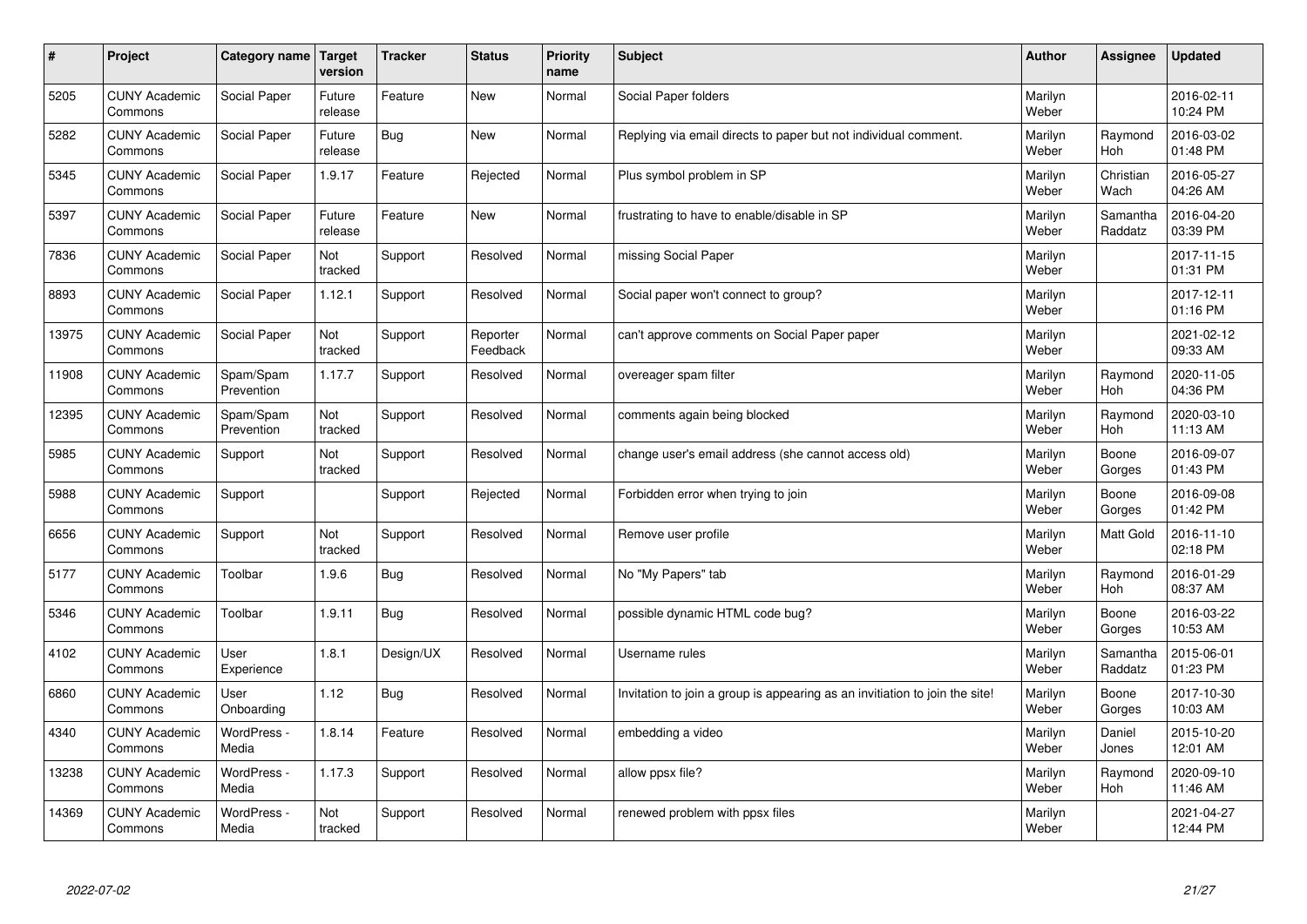| # | Project | Category name | Target version | Tracker | Status | Priority name | Subject | Author | Assignee | Updated |
|---|---|---|---|---|---|---|---|---|---|---|
| 5205 | CUNY Academic Commons | Social Paper | Future release | Feature | New | Normal | Social Paper folders | Marilyn Weber | | 2016-02-11 10:24 PM |
| 5282 | CUNY Academic Commons | Social Paper | Future release | Bug | New | Normal | Replying via email directs to paper but not individual comment. | Marilyn Weber | Raymond Hoh | 2016-03-02 01:48 PM |
| 5345 | CUNY Academic Commons | Social Paper | 1.9.17 | Feature | Rejected | Normal | Plus symbol problem in SP | Marilyn Weber | Christian Wach | 2016-05-27 04:26 AM |
| 5397 | CUNY Academic Commons | Social Paper | Future release | Feature | New | Normal | frustrating to have to enable/disable in SP | Marilyn Weber | Samantha Raddatz | 2016-04-20 03:39 PM |
| 7836 | CUNY Academic Commons | Social Paper | Not tracked | Support | Resolved | Normal | missing Social Paper | Marilyn Weber | | 2017-11-15 01:31 PM |
| 8893 | CUNY Academic Commons | Social Paper | 1.12.1 | Support | Resolved | Normal | Social paper won't connect to group? | Marilyn Weber | | 2017-12-11 01:16 PM |
| 13975 | CUNY Academic Commons | Social Paper | Not tracked | Support | Reporter Feedback | Normal | can't approve comments on Social Paper paper | Marilyn Weber | | 2021-02-12 09:33 AM |
| 11908 | CUNY Academic Commons | Spam/Spam Prevention | 1.17.7 | Support | Resolved | Normal | overeager spam filter | Marilyn Weber | Raymond Hoh | 2020-11-05 04:36 PM |
| 12395 | CUNY Academic Commons | Spam/Spam Prevention | Not tracked | Support | Resolved | Normal | comments again being blocked | Marilyn Weber | Raymond Hoh | 2020-03-10 11:13 AM |
| 5985 | CUNY Academic Commons | Support | Not tracked | Support | Resolved | Normal | change user's email address (she cannot access old) | Marilyn Weber | Boone Gorges | 2016-09-07 01:43 PM |
| 5988 | CUNY Academic Commons | Support | | Support | Rejected | Normal | Forbidden error when trying to join | Marilyn Weber | Boone Gorges | 2016-09-08 01:42 PM |
| 6656 | CUNY Academic Commons | Support | Not tracked | Support | Resolved | Normal | Remove user profile | Marilyn Weber | Matt Gold | 2016-11-10 02:18 PM |
| 5177 | CUNY Academic Commons | Toolbar | 1.9.6 | Bug | Resolved | Normal | No "My Papers" tab | Marilyn Weber | Raymond Hoh | 2016-01-29 08:37 AM |
| 5346 | CUNY Academic Commons | Toolbar | 1.9.11 | Bug | Resolved | Normal | possible dynamic HTML code bug? | Marilyn Weber | Boone Gorges | 2016-03-22 10:53 AM |
| 4102 | CUNY Academic Commons | User Experience | 1.8.1 | Design/UX | Resolved | Normal | Username rules | Marilyn Weber | Samantha Raddatz | 2015-06-01 01:23 PM |
| 6860 | CUNY Academic Commons | User Onboarding | 1.12 | Bug | Resolved | Normal | Invitation to join a group is appearing as an invitiation to join the site! | Marilyn Weber | Boone Gorges | 2017-10-30 10:03 AM |
| 4340 | CUNY Academic Commons | WordPress - Media | 1.8.14 | Feature | Resolved | Normal | embedding a video | Marilyn Weber | Daniel Jones | 2015-10-20 12:01 AM |
| 13238 | CUNY Academic Commons | WordPress - Media | 1.17.3 | Support | Resolved | Normal | allow ppsx file? | Marilyn Weber | Raymond Hoh | 2020-09-10 11:46 AM |
| 14369 | CUNY Academic Commons | WordPress - Media | Not tracked | Support | Resolved | Normal | renewed problem with ppsx files | Marilyn Weber | | 2021-04-27 12:44 PM |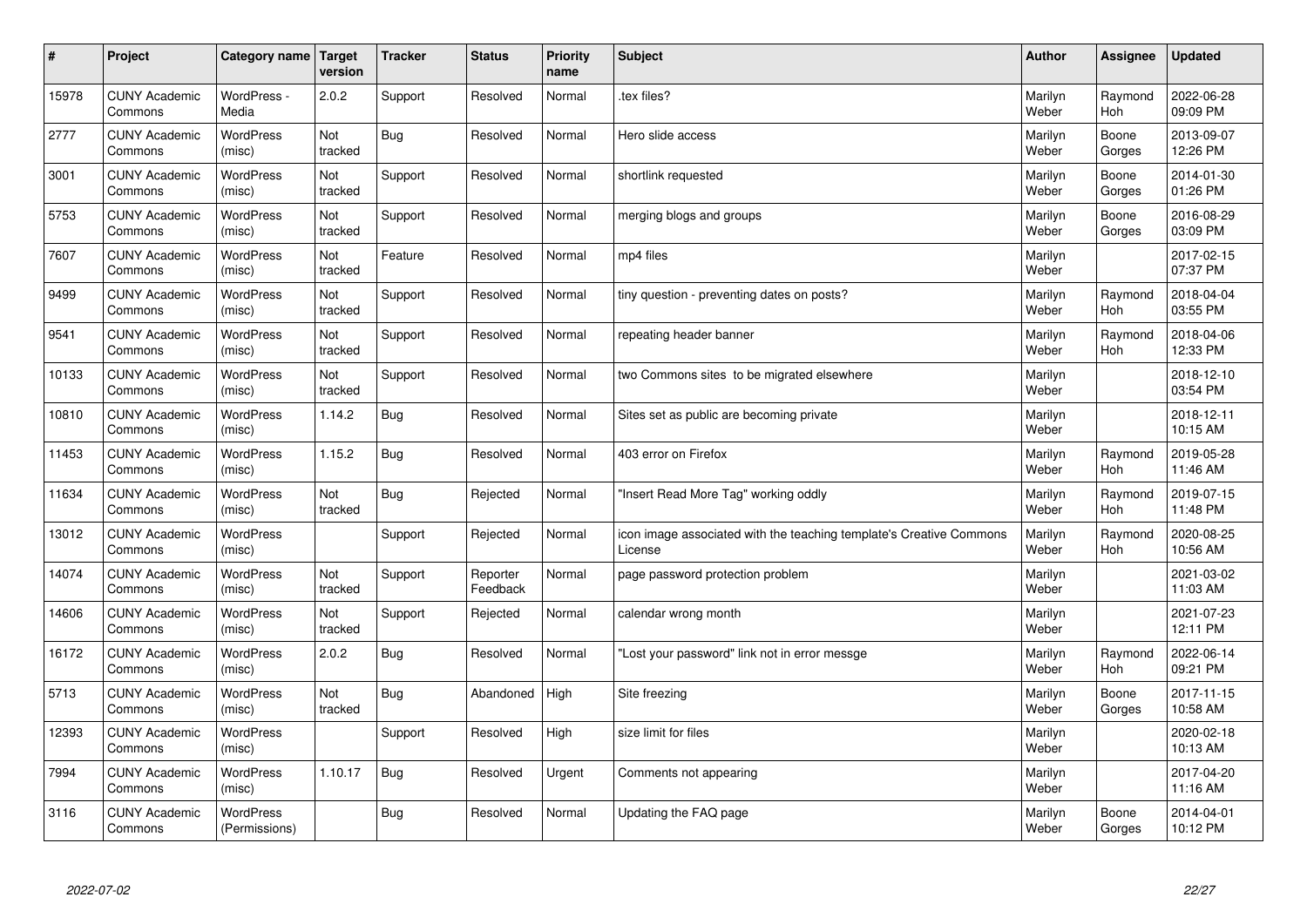| # | Project | Category name | Target version | Tracker | Status | Priority name | Subject | Author | Assignee | Updated |
|---|---|---|---|---|---|---|---|---|---|---|
| 15978 | CUNY Academic Commons | WordPress - Media | 2.0.2 | Support | Resolved | Normal | .tex files? | Marilyn Weber | Raymond Hoh | 2022-06-28 09:09 PM |
| 2777 | CUNY Academic Commons | WordPress (misc) | Not tracked | Bug | Resolved | Normal | Hero slide access | Marilyn Weber | Boone Gorges | 2013-09-07 12:26 PM |
| 3001 | CUNY Academic Commons | WordPress (misc) | Not tracked | Support | Resolved | Normal | shortlink requested | Marilyn Weber | Boone Gorges | 2014-01-30 01:26 PM |
| 5753 | CUNY Academic Commons | WordPress (misc) | Not tracked | Support | Resolved | Normal | merging blogs and groups | Marilyn Weber | Boone Gorges | 2016-08-29 03:09 PM |
| 7607 | CUNY Academic Commons | WordPress (misc) | Not tracked | Feature | Resolved | Normal | mp4 files | Marilyn Weber | | 2017-02-15 07:37 PM |
| 9499 | CUNY Academic Commons | WordPress (misc) | Not tracked | Support | Resolved | Normal | tiny question - preventing dates on posts? | Marilyn Weber | Raymond Hoh | 2018-04-04 03:55 PM |
| 9541 | CUNY Academic Commons | WordPress (misc) | Not tracked | Support | Resolved | Normal | repeating header banner | Marilyn Weber | Raymond Hoh | 2018-04-06 12:33 PM |
| 10133 | CUNY Academic Commons | WordPress (misc) | Not tracked | Support | Resolved | Normal | two Commons sites to be migrated elsewhere | Marilyn Weber | | 2018-12-10 03:54 PM |
| 10810 | CUNY Academic Commons | WordPress (misc) | 1.14.2 | Bug | Resolved | Normal | Sites set as public are becoming private | Marilyn Weber | | 2018-12-11 10:15 AM |
| 11453 | CUNY Academic Commons | WordPress (misc) | 1.15.2 | Bug | Resolved | Normal | 403 error on Firefox | Marilyn Weber | Raymond Hoh | 2019-05-28 11:46 AM |
| 11634 | CUNY Academic Commons | WordPress (misc) | Not tracked | Bug | Rejected | Normal | "Insert Read More Tag" working oddly | Marilyn Weber | Raymond Hoh | 2019-07-15 11:48 PM |
| 13012 | CUNY Academic Commons | WordPress (misc) | | Support | Rejected | Normal | icon image associated with the teaching template's Creative Commons License | Marilyn Weber | Raymond Hoh | 2020-08-25 10:56 AM |
| 14074 | CUNY Academic Commons | WordPress (misc) | Not tracked | Support | Reporter Feedback | Normal | page password protection problem | Marilyn Weber | | 2021-03-02 11:03 AM |
| 14606 | CUNY Academic Commons | WordPress (misc) | Not tracked | Support | Rejected | Normal | calendar wrong month | Marilyn Weber | | 2021-07-23 12:11 PM |
| 16172 | CUNY Academic Commons | WordPress (misc) | 2.0.2 | Bug | Resolved | Normal | "Lost your password" link not in error messge | Marilyn Weber | Raymond Hoh | 2022-06-14 09:21 PM |
| 5713 | CUNY Academic Commons | WordPress (misc) | Not tracked | Bug | Abandoned | High | Site freezing | Marilyn Weber | Boone Gorges | 2017-11-15 10:58 AM |
| 12393 | CUNY Academic Commons | WordPress (misc) | | Support | Resolved | High | size limit for files | Marilyn Weber | | 2020-02-18 10:13 AM |
| 7994 | CUNY Academic Commons | WordPress (misc) | 1.10.17 | Bug | Resolved | Urgent | Comments not appearing | Marilyn Weber | | 2017-04-20 11:16 AM |
| 3116 | CUNY Academic Commons | WordPress (Permissions) | | Bug | Resolved | Normal | Updating the FAQ page | Marilyn Weber | Boone Gorges | 2014-04-01 10:12 PM |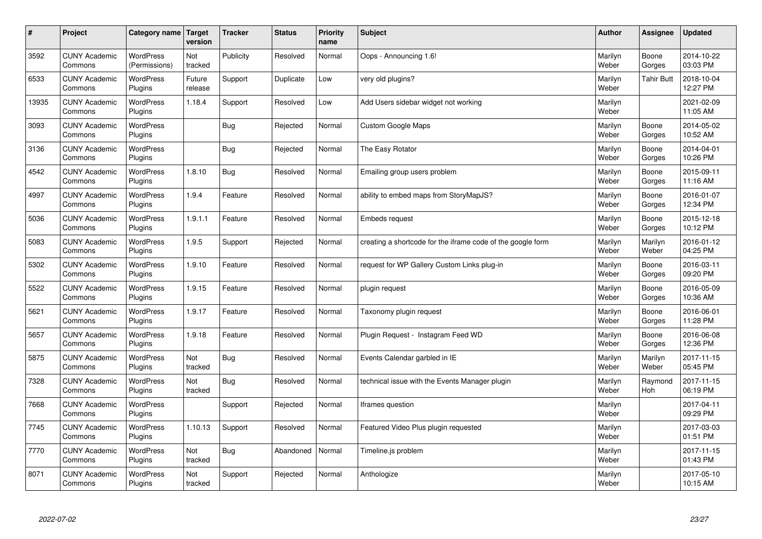| # | Project | Category name | Target version | Tracker | Status | Priority name | Subject | Author | Assignee | Updated |
|---|---|---|---|---|---|---|---|---|---|---|
| 3592 | CUNY Academic Commons | WordPress (Permissions) | Not tracked | Publicity | Resolved | Normal | Oops - Announcing 1.6! | Marilyn Weber | Boone Gorges | 2014-10-22 03:03 PM |
| 6533 | CUNY Academic Commons | WordPress Plugins | Future release | Support | Duplicate | Low | very old plugins? | Marilyn Weber | Tahir Butt | 2018-10-04 12:27 PM |
| 13935 | CUNY Academic Commons | WordPress Plugins | 1.18.4 | Support | Resolved | Low | Add Users sidebar widget not working | Marilyn Weber | | 2021-02-09 11:05 AM |
| 3093 | CUNY Academic Commons | WordPress Plugins | | Bug | Rejected | Normal | Custom Google Maps | Marilyn Weber | Boone Gorges | 2014-05-02 10:52 AM |
| 3136 | CUNY Academic Commons | WordPress Plugins | | Bug | Rejected | Normal | The Easy Rotator | Marilyn Weber | Boone Gorges | 2014-04-01 10:26 PM |
| 4542 | CUNY Academic Commons | WordPress Plugins | 1.8.10 | Bug | Resolved | Normal | Emailing group users problem | Marilyn Weber | Boone Gorges | 2015-09-11 11:16 AM |
| 4997 | CUNY Academic Commons | WordPress Plugins | 1.9.4 | Feature | Resolved | Normal | ability to embed maps from StoryMapJS? | Marilyn Weber | Boone Gorges | 2016-01-07 12:34 PM |
| 5036 | CUNY Academic Commons | WordPress Plugins | 1.9.1.1 | Feature | Resolved | Normal | Embeds request | Marilyn Weber | Boone Gorges | 2015-12-18 10:12 PM |
| 5083 | CUNY Academic Commons | WordPress Plugins | 1.9.5 | Support | Rejected | Normal | creating a shortcode for the iframe code of the google form | Marilyn Weber | Marilyn Weber | 2016-01-12 04:25 PM |
| 5302 | CUNY Academic Commons | WordPress Plugins | 1.9.10 | Feature | Resolved | Normal | request for WP Gallery Custom Links plug-in | Marilyn Weber | Boone Gorges | 2016-03-11 09:20 PM |
| 5522 | CUNY Academic Commons | WordPress Plugins | 1.9.15 | Feature | Resolved | Normal | plugin request | Marilyn Weber | Boone Gorges | 2016-05-09 10:36 AM |
| 5621 | CUNY Academic Commons | WordPress Plugins | 1.9.17 | Feature | Resolved | Normal | Taxonomy plugin request | Marilyn Weber | Boone Gorges | 2016-06-01 11:28 PM |
| 5657 | CUNY Academic Commons | WordPress Plugins | 1.9.18 | Feature | Resolved | Normal | Plugin Request - Instagram Feed WD | Marilyn Weber | Boone Gorges | 2016-06-08 12:36 PM |
| 5875 | CUNY Academic Commons | WordPress Plugins | Not tracked | Bug | Resolved | Normal | Events Calendar garbled in IE | Marilyn Weber | Marilyn Weber | 2017-11-15 05:45 PM |
| 7328 | CUNY Academic Commons | WordPress Plugins | Not tracked | Bug | Resolved | Normal | technical issue with the Events Manager plugin | Marilyn Weber | Raymond Hoh | 2017-11-15 06:19 PM |
| 7668 | CUNY Academic Commons | WordPress Plugins | | Support | Rejected | Normal | Iframes question | Marilyn Weber | | 2017-04-11 09:29 PM |
| 7745 | CUNY Academic Commons | WordPress Plugins | 1.10.13 | Support | Resolved | Normal | Featured Video Plus plugin requested | Marilyn Weber | | 2017-03-03 01:51 PM |
| 7770 | CUNY Academic Commons | WordPress Plugins | Not tracked | Bug | Abandoned | Normal | Timeline.js problem | Marilyn Weber | | 2017-11-15 01:43 PM |
| 8071 | CUNY Academic Commons | WordPress Plugins | Not tracked | Support | Rejected | Normal | Anthologize | Marilyn Weber | | 2017-05-10 10:15 AM |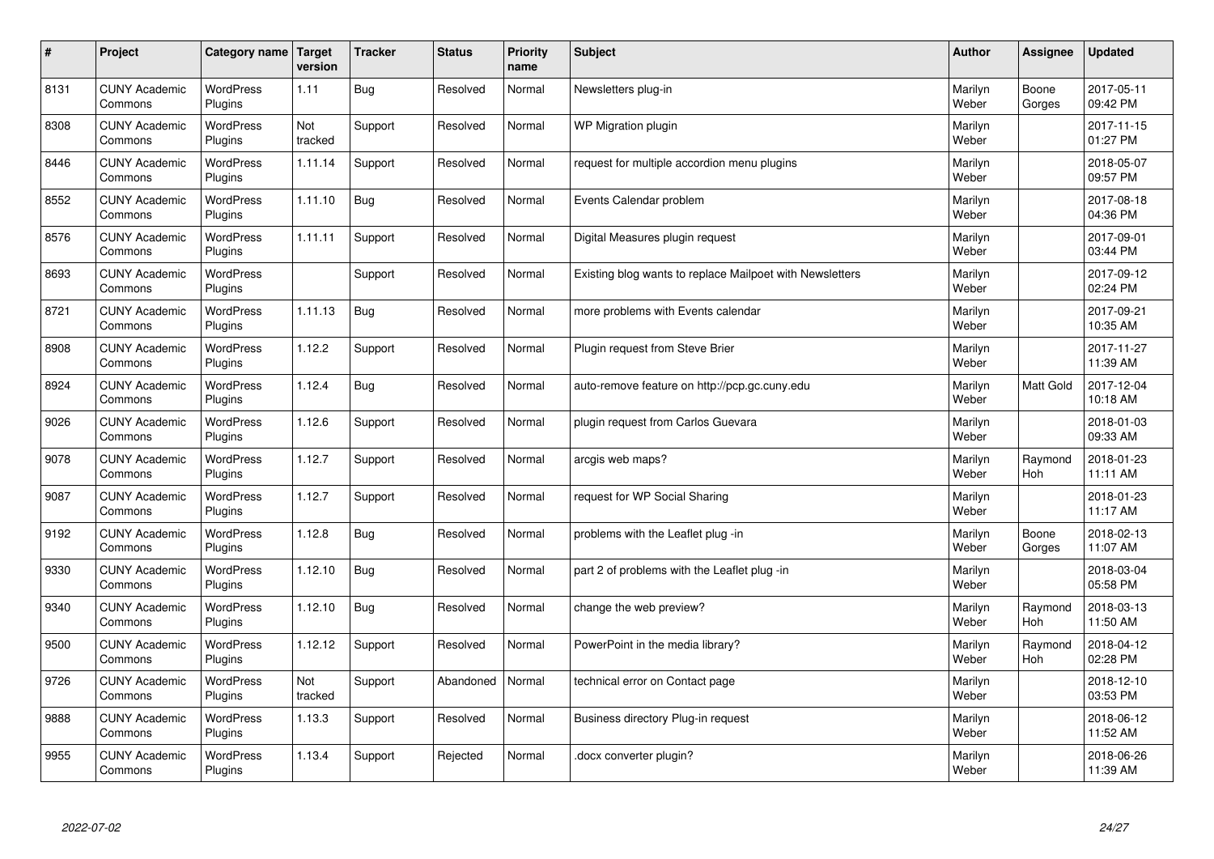| # | Project | Category name | Target version | Tracker | Status | Priority name | Subject | Author | Assignee | Updated |
|---|---|---|---|---|---|---|---|---|---|---|
| 8131 | CUNY Academic Commons | WordPress Plugins | 1.11 | Bug | Resolved | Normal | Newsletters plug-in | Marilyn Weber | Boone Gorges | 2017-05-11 09:42 PM |
| 8308 | CUNY Academic Commons | WordPress Plugins | Not tracked | Support | Resolved | Normal | WP Migration plugin | Marilyn Weber | | 2017-11-15 01:27 PM |
| 8446 | CUNY Academic Commons | WordPress Plugins | 1.11.14 | Support | Resolved | Normal | request for multiple accordion menu plugins | Marilyn Weber | | 2018-05-07 09:57 PM |
| 8552 | CUNY Academic Commons | WordPress Plugins | 1.11.10 | Bug | Resolved | Normal | Events Calendar problem | Marilyn Weber | | 2017-08-18 04:36 PM |
| 8576 | CUNY Academic Commons | WordPress Plugins | 1.11.11 | Support | Resolved | Normal | Digital Measures plugin request | Marilyn Weber | | 2017-09-01 03:44 PM |
| 8693 | CUNY Academic Commons | WordPress Plugins | | Support | Resolved | Normal | Existing blog wants to replace Mailpoet with Newsletters | Marilyn Weber | | 2017-09-12 02:24 PM |
| 8721 | CUNY Academic Commons | WordPress Plugins | 1.11.13 | Bug | Resolved | Normal | more problems with Events calendar | Marilyn Weber | | 2017-09-21 10:35 AM |
| 8908 | CUNY Academic Commons | WordPress Plugins | 1.12.2 | Support | Resolved | Normal | Plugin request from Steve Brier | Marilyn Weber | | 2017-11-27 11:39 AM |
| 8924 | CUNY Academic Commons | WordPress Plugins | 1.12.4 | Bug | Resolved | Normal | auto-remove feature on http://pcp.gc.cuny.edu | Marilyn Weber | Matt Gold | 2017-12-04 10:18 AM |
| 9026 | CUNY Academic Commons | WordPress Plugins | 1.12.6 | Support | Resolved | Normal | plugin request from Carlos Guevara | Marilyn Weber | | 2018-01-03 09:33 AM |
| 9078 | CUNY Academic Commons | WordPress Plugins | 1.12.7 | Support | Resolved | Normal | arcgis web maps? | Marilyn Weber | Raymond Hoh | 2018-01-23 11:11 AM |
| 9087 | CUNY Academic Commons | WordPress Plugins | 1.12.7 | Support | Resolved | Normal | request for WP Social Sharing | Marilyn Weber | | 2018-01-23 11:17 AM |
| 9192 | CUNY Academic Commons | WordPress Plugins | 1.12.8 | Bug | Resolved | Normal | problems with the Leaflet plug -in | Marilyn Weber | Boone Gorges | 2018-02-13 11:07 AM |
| 9330 | CUNY Academic Commons | WordPress Plugins | 1.12.10 | Bug | Resolved | Normal | part 2 of problems with the Leaflet plug -in | Marilyn Weber | | 2018-03-04 05:58 PM |
| 9340 | CUNY Academic Commons | WordPress Plugins | 1.12.10 | Bug | Resolved | Normal | change the web preview? | Marilyn Weber | Raymond Hoh | 2018-03-13 11:50 AM |
| 9500 | CUNY Academic Commons | WordPress Plugins | 1.12.12 | Support | Resolved | Normal | PowerPoint in the media library? | Marilyn Weber | Raymond Hoh | 2018-04-12 02:28 PM |
| 9726 | CUNY Academic Commons | WordPress Plugins | Not tracked | Support | Abandoned | Normal | technical error on Contact page | Marilyn Weber | | 2018-12-10 03:53 PM |
| 9888 | CUNY Academic Commons | WordPress Plugins | 1.13.3 | Support | Resolved | Normal | Business directory Plug-in request | Marilyn Weber | | 2018-06-12 11:52 AM |
| 9955 | CUNY Academic Commons | WordPress Plugins | 1.13.4 | Support | Rejected | Normal | .docx converter plugin? | Marilyn Weber | | 2018-06-26 11:39 AM |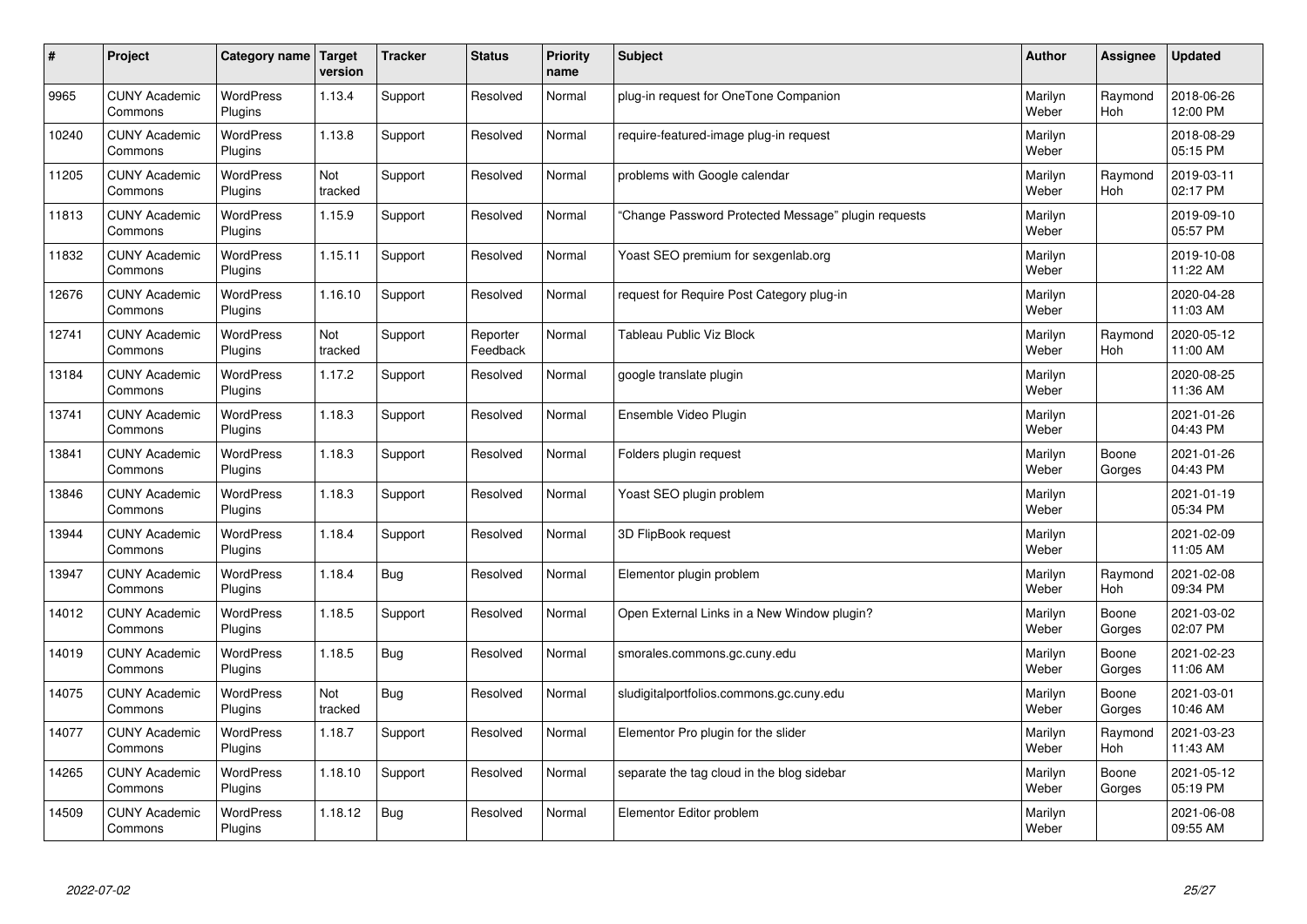| # | Project | Category name | Target version | Tracker | Status | Priority name | Subject | Author | Assignee | Updated |
|---|---|---|---|---|---|---|---|---|---|---|
| 9965 | CUNY Academic Commons | WordPress Plugins | 1.13.4 | Support | Resolved | Normal | plug-in request for OneTone Companion | Marilyn Weber | Raymond Hoh | 2018-06-26 12:00 PM |
| 10240 | CUNY Academic Commons | WordPress Plugins | 1.13.8 | Support | Resolved | Normal | require-featured-image plug-in request | Marilyn Weber | | 2018-08-29 05:15 PM |
| 11205 | CUNY Academic Commons | WordPress Plugins | Not tracked | Support | Resolved | Normal | problems with Google calendar | Marilyn Weber | Raymond Hoh | 2019-03-11 02:17 PM |
| 11813 | CUNY Academic Commons | WordPress Plugins | 1.15.9 | Support | Resolved | Normal | "Change Password Protected Message" plugin requests | Marilyn Weber | | 2019-09-10 05:57 PM |
| 11832 | CUNY Academic Commons | WordPress Plugins | 1.15.11 | Support | Resolved | Normal | Yoast SEO premium for sexgenlab.org | Marilyn Weber | | 2019-10-08 11:22 AM |
| 12676 | CUNY Academic Commons | WordPress Plugins | 1.16.10 | Support | Resolved | Normal | request for Require Post Category plug-in | Marilyn Weber | | 2020-04-28 11:03 AM |
| 12741 | CUNY Academic Commons | WordPress Plugins | Not tracked | Support | Reporter Feedback | Normal | Tableau Public Viz Block | Marilyn Weber | Raymond Hoh | 2020-05-12 11:00 AM |
| 13184 | CUNY Academic Commons | WordPress Plugins | 1.17.2 | Support | Resolved | Normal | google translate plugin | Marilyn Weber | | 2020-08-25 11:36 AM |
| 13741 | CUNY Academic Commons | WordPress Plugins | 1.18.3 | Support | Resolved | Normal | Ensemble Video Plugin | Marilyn Weber | | 2021-01-26 04:43 PM |
| 13841 | CUNY Academic Commons | WordPress Plugins | 1.18.3 | Support | Resolved | Normal | Folders plugin request | Marilyn Weber | Boone Gorges | 2021-01-26 04:43 PM |
| 13846 | CUNY Academic Commons | WordPress Plugins | 1.18.3 | Support | Resolved | Normal | Yoast SEO plugin problem | Marilyn Weber | | 2021-01-19 05:34 PM |
| 13944 | CUNY Academic Commons | WordPress Plugins | 1.18.4 | Support | Resolved | Normal | 3D FlipBook request | Marilyn Weber | | 2021-02-09 11:05 AM |
| 13947 | CUNY Academic Commons | WordPress Plugins | 1.18.4 | Bug | Resolved | Normal | Elementor plugin problem | Marilyn Weber | Raymond Hoh | 2021-02-08 09:34 PM |
| 14012 | CUNY Academic Commons | WordPress Plugins | 1.18.5 | Support | Resolved | Normal | Open External Links in a New Window plugin? | Marilyn Weber | Boone Gorges | 2021-03-02 02:07 PM |
| 14019 | CUNY Academic Commons | WordPress Plugins | 1.18.5 | Bug | Resolved | Normal | smorales.commons.gc.cuny.edu | Marilyn Weber | Boone Gorges | 2021-02-23 11:06 AM |
| 14075 | CUNY Academic Commons | WordPress Plugins | Not tracked | Bug | Resolved | Normal | sludigitalportfolios.commons.gc.cuny.edu | Marilyn Weber | Boone Gorges | 2021-03-01 10:46 AM |
| 14077 | CUNY Academic Commons | WordPress Plugins | 1.18.7 | Support | Resolved | Normal | Elementor Pro plugin for the slider | Marilyn Weber | Raymond Hoh | 2021-03-23 11:43 AM |
| 14265 | CUNY Academic Commons | WordPress Plugins | 1.18.10 | Support | Resolved | Normal | separate the tag cloud in the blog sidebar | Marilyn Weber | Boone Gorges | 2021-05-12 05:19 PM |
| 14509 | CUNY Academic Commons | WordPress Plugins | 1.18.12 | Bug | Resolved | Normal | Elementor Editor problem | Marilyn Weber | | 2021-06-08 09:55 AM |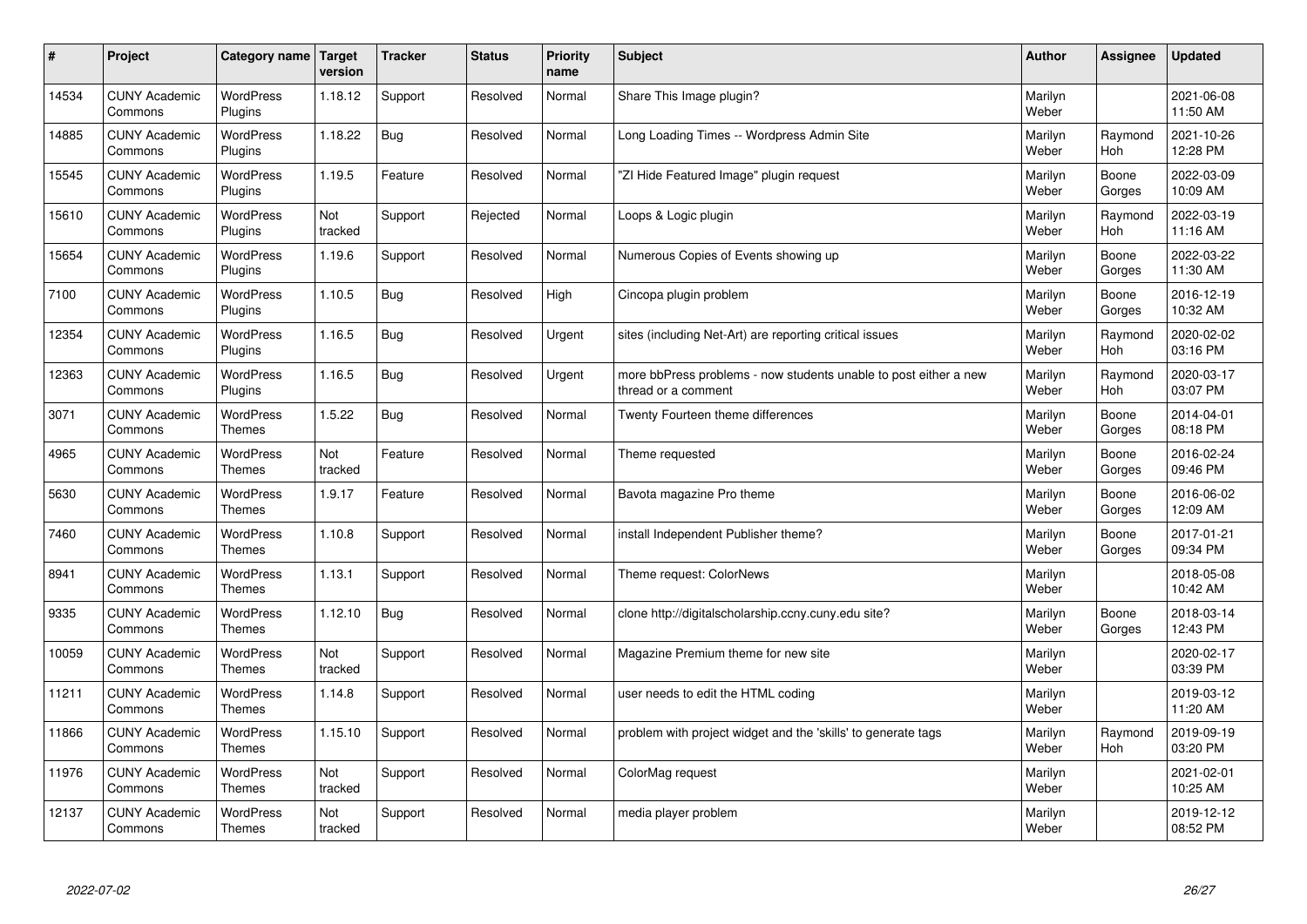| # | Project | Category name | Target version | Tracker | Status | Priority name | Subject | Author | Assignee | Updated |
|---|---|---|---|---|---|---|---|---|---|---|
| 14534 | CUNY Academic Commons | WordPress Plugins | 1.18.12 | Support | Resolved | Normal | Share This Image plugin? | Marilyn Weber | | 2021-06-08 11:50 AM |
| 14885 | CUNY Academic Commons | WordPress Plugins | 1.18.22 | Bug | Resolved | Normal | Long Loading Times -- Wordpress Admin Site | Marilyn Weber | Raymond Hoh | 2021-10-26 12:28 PM |
| 15545 | CUNY Academic Commons | WordPress Plugins | 1.19.5 | Feature | Resolved | Normal | "ZI Hide Featured Image" plugin request | Marilyn Weber | Boone Gorges | 2022-03-09 10:09 AM |
| 15610 | CUNY Academic Commons | WordPress Plugins | Not tracked | Support | Rejected | Normal | Loops & Logic plugin | Marilyn Weber | Raymond Hoh | 2022-03-19 11:16 AM |
| 15654 | CUNY Academic Commons | WordPress Plugins | 1.19.6 | Support | Resolved | Normal | Numerous Copies of Events showing up | Marilyn Weber | Boone Gorges | 2022-03-22 11:30 AM |
| 7100 | CUNY Academic Commons | WordPress Plugins | 1.10.5 | Bug | Resolved | High | Cincopa plugin problem | Marilyn Weber | Boone Gorges | 2016-12-19 10:32 AM |
| 12354 | CUNY Academic Commons | WordPress Plugins | 1.16.5 | Bug | Resolved | Urgent | sites (including Net-Art) are reporting critical issues | Marilyn Weber | Raymond Hoh | 2020-02-02 03:16 PM |
| 12363 | CUNY Academic Commons | WordPress Plugins | 1.16.5 | Bug | Resolved | Urgent | more bbPress problems - now students unable to post either a new thread or a comment | Marilyn Weber | Raymond Hoh | 2020-03-17 03:07 PM |
| 3071 | CUNY Academic Commons | WordPress Themes | 1.5.22 | Bug | Resolved | Normal | Twenty Fourteen theme differences | Marilyn Weber | Boone Gorges | 2014-04-01 08:18 PM |
| 4965 | CUNY Academic Commons | WordPress Themes | Not tracked | Feature | Resolved | Normal | Theme requested | Marilyn Weber | Boone Gorges | 2016-02-24 09:46 PM |
| 5630 | CUNY Academic Commons | WordPress Themes | 1.9.17 | Feature | Resolved | Normal | Bavota magazine Pro theme | Marilyn Weber | Boone Gorges | 2016-06-02 12:09 AM |
| 7460 | CUNY Academic Commons | WordPress Themes | 1.10.8 | Support | Resolved | Normal | install Independent Publisher theme? | Marilyn Weber | Boone Gorges | 2017-01-21 09:34 PM |
| 8941 | CUNY Academic Commons | WordPress Themes | 1.13.1 | Support | Resolved | Normal | Theme request: ColorNews | Marilyn Weber | | 2018-05-08 10:42 AM |
| 9335 | CUNY Academic Commons | WordPress Themes | 1.12.10 | Bug | Resolved | Normal | clone http://digitalscholarship.ccny.cuny.edu site? | Marilyn Weber | Boone Gorges | 2018-03-14 12:43 PM |
| 10059 | CUNY Academic Commons | WordPress Themes | Not tracked | Support | Resolved | Normal | Magazine Premium theme for new site | Marilyn Weber | | 2020-02-17 03:39 PM |
| 11211 | CUNY Academic Commons | WordPress Themes | 1.14.8 | Support | Resolved | Normal | user needs to edit the HTML coding | Marilyn Weber | | 2019-03-12 11:20 AM |
| 11866 | CUNY Academic Commons | WordPress Themes | 1.15.10 | Support | Resolved | Normal | problem with project widget and the 'skills' to generate tags | Marilyn Weber | Raymond Hoh | 2019-09-19 03:20 PM |
| 11976 | CUNY Academic Commons | WordPress Themes | Not tracked | Support | Resolved | Normal | ColorMag request | Marilyn Weber | | 2021-02-01 10:25 AM |
| 12137 | CUNY Academic Commons | WordPress Themes | Not tracked | Support | Resolved | Normal | media player problem | Marilyn Weber | | 2019-12-12 08:52 PM |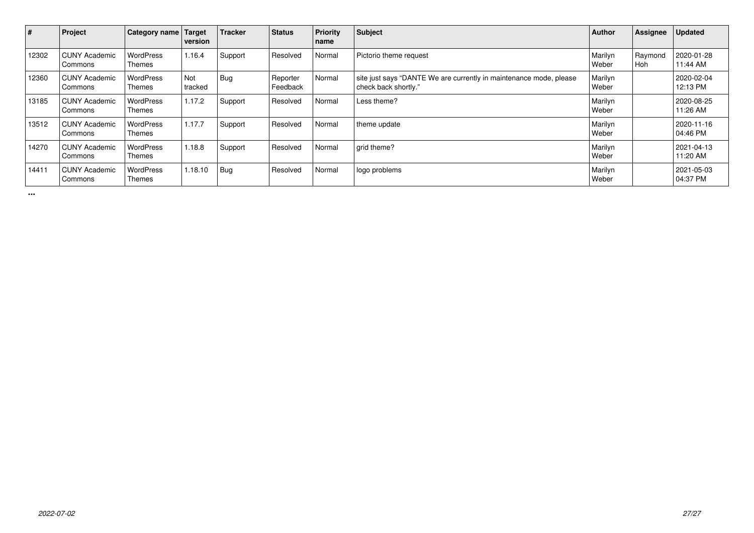| # | Project | Category name | Target version | Tracker | Status | Priority name | Subject | Author | Assignee | Updated |
|---|---|---|---|---|---|---|---|---|---|---|
| 12302 | CUNY Academic Commons | WordPress Themes | 1.16.4 | Support | Resolved | Normal | Pictorio theme request | Marilyn Weber | Raymond Hoh | 2020-01-28 11:44 AM |
| 12360 | CUNY Academic Commons | WordPress Themes | Not tracked | Bug | Reporter Feedback | Normal | site just says “DANTE We are currently in maintenance mode, please check back shortly.” | Marilyn Weber | | 2020-02-04 12:13 PM |
| 13185 | CUNY Academic Commons | WordPress Themes | 1.17.2 | Support | Resolved | Normal | Less theme? | Marilyn Weber | | 2020-08-25 11:26 AM |
| 13512 | CUNY Academic Commons | WordPress Themes | 1.17.7 | Support | Resolved | Normal | theme update | Marilyn Weber | | 2020-11-16 04:46 PM |
| 14270 | CUNY Academic Commons | WordPress Themes | 1.18.8 | Support | Resolved | Normal | grid theme? | Marilyn Weber | | 2021-04-13 11:20 AM |
| 14411 | CUNY Academic Commons | WordPress Themes | 1.18.10 | Bug | Resolved | Normal | logo problems | Marilyn Weber | | 2021-05-03 04:37 PM |

...